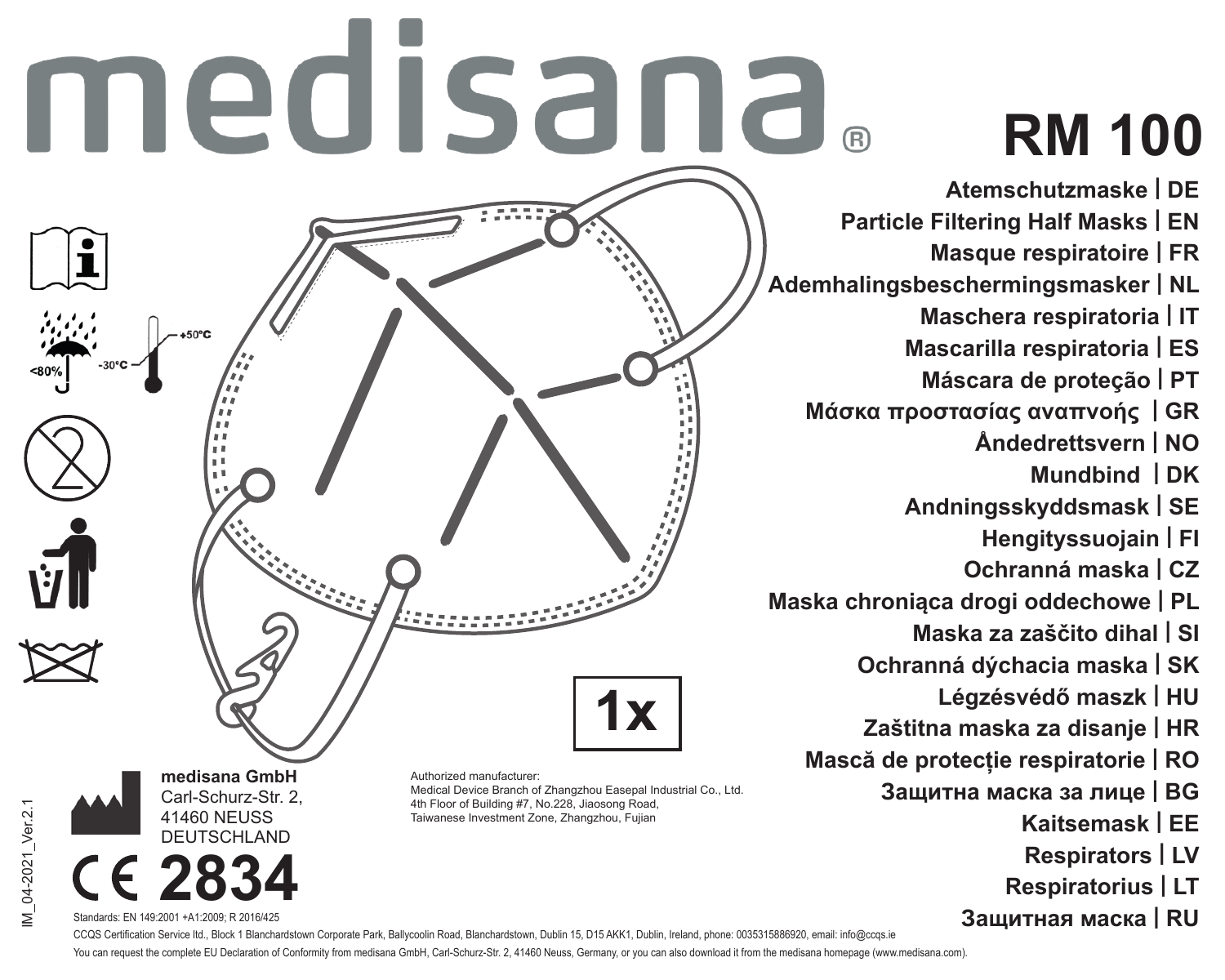# medisana®

# RM 100

Atemschutzmaske | DE
Particle Filtering Half Masks | EN
Masque respiratoire | FR
Ademhalingsbeschermingsmasker | NL
Maschera respiratoria | IT
Mascarilla respiratoria | ES
Máscara de proteção | PT
Μάσκα προστασίας αναπνοής | GR
Åndedrettsvern | NO
Mundbind | DK
Andningsskyddsmask | SE
Hengityssuojain | FI
Ochranná maska | CZ
Maska chroniąca drogi oddechowe | PL
Maska za zaščito dihal | SI
Ochranná dýchacia maska | SK
Légzésvédő maszk | HU
Zaštitna maska za disanje | HR
Mască de protecție respiratorie | RO
Защитна маска за лице | BG
Kaitsemask | EE
Respirators | LV
Respiratorius | LT
Защитная маска | RU

<80%

-30°C +50°C

1x

**medisana GmbH**
Carl-Schurz-Str. 2,
41460 NEUSS
DEUTSCHLAND

Authorized manufacturer:
Medical Device Branch of Zhangzhou Easepal Industrial Co., Ltd.
4th Floor of Building #7, No.228, Jiaosong Road,
Taiwanese Investment Zone, Zhangzhou, Fujian

CE 2834

IM_04-2021_Ver.2.1

Standards: EN 149:2001 +A1:2009; R 2016/425

CCQS Certification Service ltd., Block 1 Blanchardstown Corporate Park, Ballycoolin Road, Blanchardstown, Dublin 15, D15 AKK1, Dublin, Ireland, phone: 0035315886920, email: info@ccqs.ie

You can request the complete EU Declaration of Conformity from medisana GmbH, Carl-Schurz-Str. 2, 41460 Neuss, Germany, or you can also download it from the medisana homepage (www.medisana.com).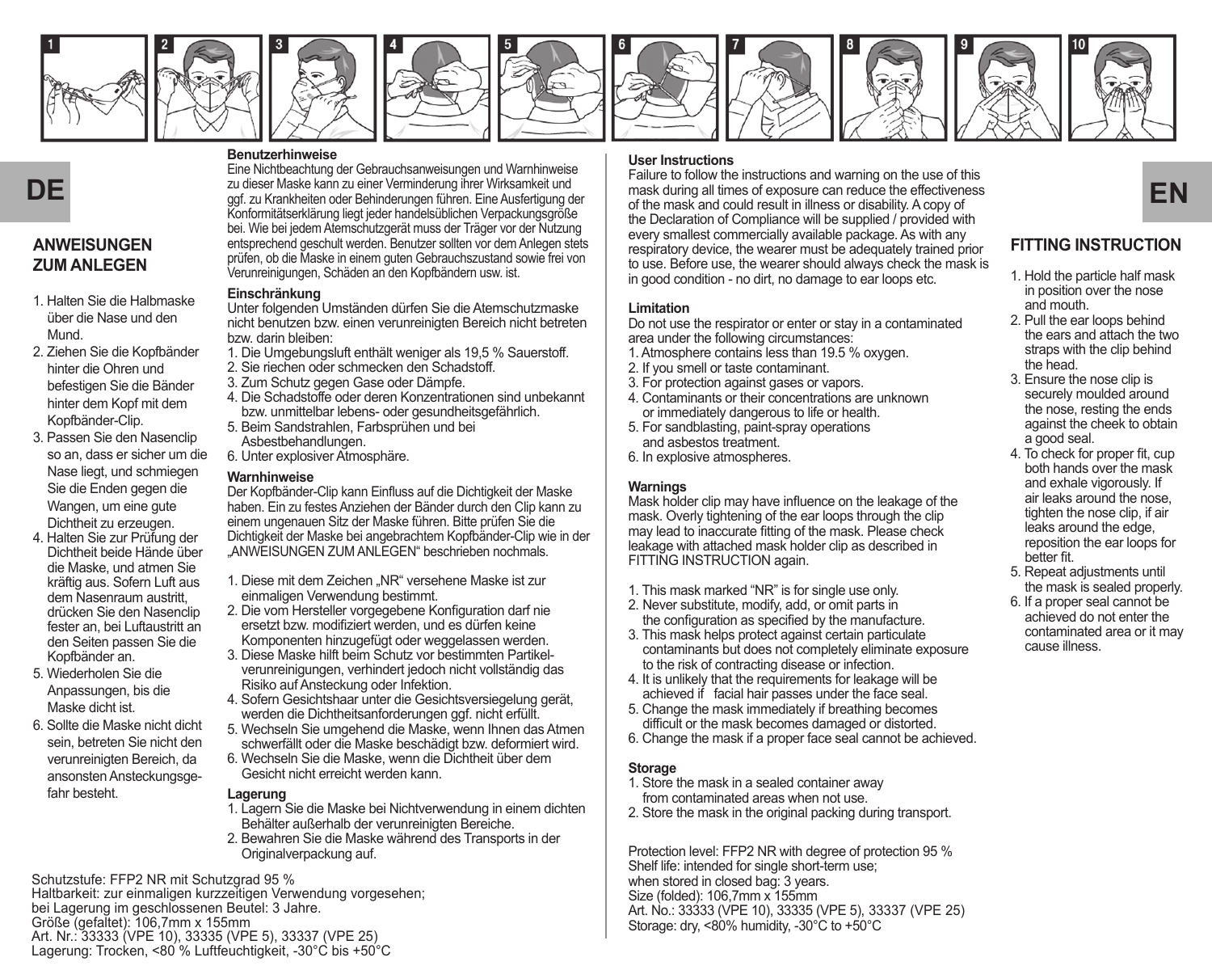## DE

### ANWEISUNGEN ZUM ANLEGEN

1. Halten Sie die Halbmaske über die Nase und den Mund.
2. Ziehen Sie die Kopfbänder hinter die Ohren und befestigen Sie die Bänder hinter dem Kopf mit dem Kopfbänder-Clip.
3. Passen Sie den Nasenclip so an, dass er sicher um die Nase liegt, und schmiegen Sie die Enden gegen die Wangen, um eine gute Dichtheit zu erzeugen.
4. Halten Sie zur Prüfung der Dichtheit beide Hände über die Maske, und atmen Sie kräftig aus. Sofern Luft aus dem Nasenraum austritt, drücken Sie den Nasenclip fester an, bei Luftaustritt an den Seiten passen Sie die Kopfbänder an.
5. Wiederholen Sie die Anpassungen, bis die Maske dicht ist.
6. Sollte die Maske nicht dicht sein, betreten Sie nicht den verunreinigten Bereich, da ansonsten Ansteckungsgefahr besteht.

**Benutzerhinweise**

Eine Nichtbeachtung der Gebrauchsanweisungen und Warnhinweise zu dieser Maske kann zu einer Verminderung ihrer Wirksamkeit und ggf. zu Krankheiten oder Behinderungen führen. Eine Ausfertigung der Konformitätserklärung liegt jeder handelsüblichen Verpackungsgröße bei. Wie bei jedem Atemschutzgerät muss der Träger vor der Nutzung entsprechend geschult werden. Benutzer sollten vor dem Anlegen stets prüfen, ob die Maske in einem guten Gebrauchszustand sowie frei von Verunreinigungen, Schäden an den Kopfbändern usw. ist.

**Einschränkung**

Unter folgenden Umständen dürfen Sie die Atemschutzmaske nicht benutzen bzw. einen verunreinigten Bereich nicht betreten bzw. darin bleiben:

1. Die Umgebungsluft enthält weniger als 19,5 % Sauerstoff.
2. Sie riechen oder schmecken den Schadstoff.
3. Zum Schutz gegen Gase oder Dämpfe.
4. Die Schadstoffe oder deren Konzentrationen sind unbekannt bzw. unmittelbar lebens- oder gesundheitsgefährlich.
5. Beim Sandstrahlen, Farbsprühen und bei Asbestbehandlungen.
6. Unter explosiver Atmosphäre.

**Warnhinweise**

Der Kopfbänder-Clip kann Einfluss auf die Dichtigkeit der Maske haben. Ein zu festes Anziehen der Bänder durch den Clip kann zu einem ungenauen Sitz der Maske führen. Bitte prüfen Sie die Dichtigkeit der Maske bei angebrachtem Kopfbänder-Clip wie in der „ANWEISUNGEN ZUM ANLEGEN" beschrieben nochmals.

1. Diese mit dem Zeichen „NR" versehene Maske ist zur einmaligen Verwendung bestimmt.
2. Die vom Hersteller vorgegebene Konfiguration darf nie ersetzt bzw. modifiziert werden, und es dürfen keine Komponenten hinzugefügt oder weggelassen werden.
3. Diese Maske hilft beim Schutz vor bestimmten Partikelverunreinigungen, verhindert jedoch nicht vollständig das Risiko auf Ansteckung oder Infektion.
4. Sofern Gesichtshaar unter die Gesichtsversiegelung gerät, werden die Dichtheitsanforderungen ggf. nicht erfüllt.
5. Wechseln Sie umgehend die Maske, wenn Ihnen das Atmen schwerfällt oder die Maske beschädigt bzw. deformiert wird.
6. Wechseln Sie die Maske, wenn die Dichtheit über dem Gesicht nicht erreicht werden kann.

**Lagerung**

1. Lagern Sie die Maske bei Nichtverwendung in einem dichten Behälter außerhalb der verunreinigten Bereiche.
2. Bewahren Sie die Maske während des Transports in der Originalverpackung auf.

Schutzstufe: FFP2 NR mit Schutzgrad 95 %
Haltbarkeit: zur einmaligen kurzzeitigen Verwendung vorgesehen;
bei Lagerung im geschlossenen Beutel: 3 Jahre.
Größe (gefaltet): 106,7mm x 155mm
Art. Nr.: 33333 (VPE 10), 33335 (VPE 5), 33337 (VPE 25)
Lagerung: Trocken, <80 % Luftfeuchtigkeit, -30°C bis +50°C

## EN

**User Instructions**

Failure to follow the instructions and warning on the use of this mask during all times of exposure can reduce the effectiveness of the mask and could result in illness or disability. A copy of the Declaration of Compliance will be supplied / provided with every smallest commercially available package. As with any respiratory device, the wearer must be adequately trained prior to use. Before use, the wearer should always check the mask is in good condition - no dirt, no damage to ear loops etc.

**Limitation**

Do not use the respirator or enter or stay in a contaminated area under the following circumstances:

1. Atmosphere contains less than 19.5 % oxygen.
2. If you smell or taste contaminant.
3. For protection against gases or vapors.
4. Contaminants or their concentrations are unknown or immediately dangerous to life or health.
5. For sandblasting, paint-spray operations and asbestos treatment.
6. In explosive atmospheres.

**Warnings**

Mask holder clip may have influence on the leakage of the mask. Overly tightening of the ear loops through the clip may lead to inaccurate fitting of the mask. Please check leakage with attached mask holder clip as described in FITTING INSTRUCTION again.

1. This mask marked "NR" is for single use only.
2. Never substitute, modify, add, or omit parts in the configuration as specified by the manufacture.
3. This mask helps protect against certain particulate contaminants but does not completely eliminate exposure to the risk of contracting disease or infection.
4. It is unlikely that the requirements for leakage will be achieved if facial hair passes under the face seal.
5. Change the mask immediately if breathing becomes difficult or the mask becomes damaged or distorted.
6. Change the mask if a proper face seal cannot be achieved.

**Storage**

1. Store the mask in a sealed container away from contaminated areas when not use.
2. Store the mask in the original packing during transport.

Protection level: FFP2 NR with degree of protection 95 %
Shelf life: intended for single short-term use;
when stored in closed bag: 3 years.
Size (folded): 106,7mm x 155mm
Art. No.: 33333 (VPE 10), 33335 (VPE 5), 33337 (VPE 25)
Storage: dry, <80% humidity, -30°C to +50°C

### FITTING INSTRUCTION

1. Hold the particle half mask in position over the nose and mouth.
2. Pull the ear loops behind the ears and attach the two straps with the clip behind the head.
3. Ensure the nose clip is securely moulded around the nose, resting the ends against the cheek to obtain a good seal.
4. To check for proper fit, cup both hands over the mask and exhale vigorously. If air leaks around the nose, tighten the nose clip, if air leaks around the edge, reposition the ear loops for better fit.
5. Repeat adjustments until the mask is sealed properly.
6. If a proper seal cannot be achieved do not enter the contaminated area or it may cause illness.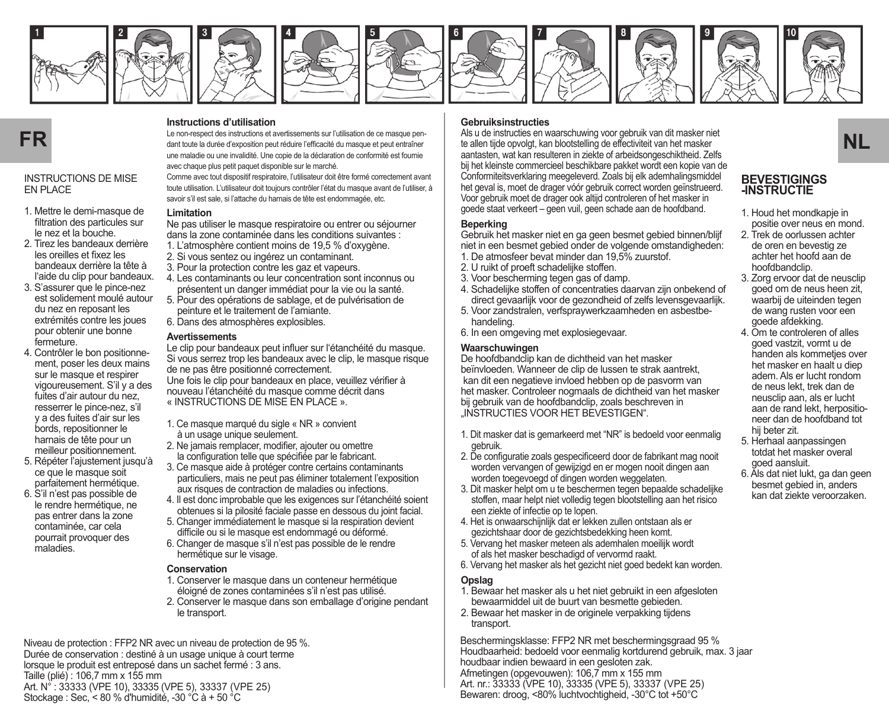1 2 3 4 5 6 7 8 9 10

# FR

## INSTRUCTIONS DE MISE EN PLACE

1. Mettre le demi-masque de filtration des particules sur le nez et la bouche.
2. Tirez les bandeaux derrière les oreilles et fixez les bandeaux derrière la tête à l'aide du clip pour bandeaux.
3. S'assurer que le pince-nez est solidement moulé autour du nez en reposant les extrémités contre les joues pour obtenir une bonne fermeture.
4. Contrôler le bon positionnement, poser les deux mains sur le masque et respirer vigoureusement. S'il y a des fuites d'air autour du nez, resserrer le pince-nez, s'il y a des fuites d'air sur les bords, repositionner le harnais de tête pour un meilleur positionnement.
5. Répéter l'ajustement jusqu'à ce que le masque soit parfaitement hermétique.
6. S'il n'est pas possible de le rendre hermétique, ne pas entrer dans la zone contaminée, car cela pourrait provoquer des maladies.

### Instructions d'utilisation

Le non-respect des instructions et avertissements sur l'utilisation de ce masque pendant toute la durée d'exposition peut réduire l'efficacité du masque et peut entraîner une maladie ou une invalidité. Une copie de la déclaration de conformité est fournie avec chaque plus petit paquet disponible sur le marché.
Comme avec tout dispositif respiratoire, l'utilisateur doit être formé correctement avant toute utilisation. L'utilisateur doit toujours contrôler l'état du masque avant de l'utiliser, à savoir s'il est sale, si l'attache du harnais de tête est endommagée, etc.

### Limitation

Ne pas utiliser le masque respiratoire ou entrer ou séjourner dans la zone contaminée dans les conditions suivantes :

1. L'atmosphère contient moins de 19,5 % d'oxygène.
2. Si vous sentez ou ingérez un contaminant.
3. Pour la protection contre les gaz et vapeurs.
4. Les contaminants ou leur concentration sont inconnus ou présentent un danger immédiat pour la vie ou la santé.
5. Pour des opérations de sablage, et de pulvérisation de peinture et le traitement de l'amiante.
6. Dans des atmosphères explosibles.

### Avertissements

Le clip pour bandeaux peut influer sur l'étanchéité du masque. Si vous serrez trop les bandeaux avec le clip, le masque risque de ne pas être positionné correctement.
Une fois le clip pour bandeaux en place, veuillez vérifier à nouveau l'étanchéité du masque comme décrit dans « INSTRUCTIONS DE MISE EN PLACE ».

1. Ce masque marqué du sigle « NR » convient à un usage unique seulement.
2. Ne jamais remplacer, modifier, ajouter ou omettre la configuration telle que spécifiée par le fabricant.
3. Ce masque aide à protéger contre certains contaminants particuliers, mais ne peut pas éliminer totalement l'exposition aux risques de contraction de maladies ou infections.
4. Il est donc improbable que les exigences sur l'étanchéité soient obtenues si la pilosité faciale passe en dessous du joint facial.
5. Changer immédiatement le masque si la respiration devient difficile ou si le masque est endommagé ou déformé.
6. Changer de masque s'il n'est pas possible de le rendre hermétique sur le visage.

### Conservation

1. Conserver le masque dans un conteneur hermétique éloigné de zones contaminées s'il n'est pas utilisé.
2. Conserver le masque dans son emballage d'origine pendant le transport.

Niveau de protection : FFP2 NR avec un niveau de protection de 95 %.
Durée de conservation : destiné à un usage unique à court terme lorsque le produit est entreposé dans un sachet fermé : 3 ans.
Taille (plié) : 106,7 mm x 155 mm
Art. N° : 33333 (VPE 10), 33335 (VPE 5), 33337 (VPE 25)
Stockage : Sec, < 80 % d'humidité, -30 °C à + 50 °C

# NL

### Gebruiksinstructies

Als u de instructies en waarschuwing voor gebruik van dit masker niet te allen tijde opvolgt, kan blootstelling de effectiviteit van het masker aantasten, wat kan resulteren in ziekte of arbeidsongeschiktheid. Zelfs bij het kleinste commercieel beschikbare pakket wordt een kopie van de Conformiteitsverklaring meegeleverd. Zoals bij elk ademhalingsmiddel het geval is, moet de drager vóór gebruik correct worden geïnstrueerd. Voor gebruik moet de drager ook altijd controleren of het masker in goede staat verkeert – geen vuil, geen schade aan de hoofdband.

### Beperking

Gebruik het masker niet en ga geen besmet gebied binnen/blijf niet in een besmet gebied onder de volgende omstandigheden:

1. De atmosfeer bevat minder dan 19,5% zuurstof.
2. U ruikt of proeft schadelijke stoffen.
3. Voor bescherming tegen gas of damp.
4. Schadelijke stoffen of concentraties daarvan zijn onbekend of direct gevaarlijk voor de gezondheid of zelfs levensgevaarlijk.
5. Voor zandstralen, verfspraywerkzaamheden en asbestbehandeling.
6. In een omgeving met explosiegevaar.

### Waarschuwingen

De hoofdbandclip kan de dichtheid van het masker beïnvloeden. Wanneer de clip de lussen te strak aantrekt, kan dit een negatieve invloed hebben op de pasvorm van het masker. Controleer nogmaals de dichtheid van het masker bij gebruik van de hoofdbandclip, zoals beschreven in „INSTRUCTIES VOOR HET BEVESTIGEN".

1. Dit masker dat is gemarkeerd met "NR" is bedoeld voor eenmalig gebruik.
2. De configuratie zoals gespecificeerd door de fabrikant mag nooit worden vervangen of gewijzigd en er mogen nooit dingen aan worden toegevoegd of dingen worden weggelaten.
3. Dit masker helpt om u te beschermen tegen bepaalde schadelijke stoffen, maar helpt niet volledig tegen blootstelling aan het risico een ziekte of infectie op te lopen.
4. Het is onwaarschijnlijk dat er lekken zullen ontstaan als er gezichtshaar door de gezichtsbedekking heen komt.
5. Vervang het masker meteen als ademhalen moeilijk wordt of als het masker beschadigd of vervormd raakt.
6. Vervang het masker als het gezicht niet goed bedekt kan worden.

### Opslag

1. Bewaar het masker als u het niet gebruikt in een afgesloten bewaarmiddel uit de buurt van besmette gebieden.
2. Bewaar het masker in de originele verpakking tijdens transport.

Beschermingsklasse: FFP2 NR met beschermingsgraad 95 %
Houdbaarheid: bedoeld voor eenmalig kortdurend gebruik, max. 3 jaar houdbaar indien bewaard in een gesloten zak.
Afmetingen (opgevouwen): 106,7 mm x 155 mm
Art. nr.: 33333 (VPE 10), 33335 (VPE 5), 33337 (VPE 25)
Bewaren: droog, <80% luchtvochtigheid, -30°C tot +50°C

## BEVESTIGINGS-INSTRUCTIE

1. Houd het mondkapje in positie over neus en mond.
2. Trek de oorlussen achter de oren en bevestig ze achter het hoofd aan de hoofdbandclip.
3. Zorg ervoor dat de neusclip goed om de neus heen zit, waarbij de uiteinden tegen de wang rusten voor een goede afdekking.
4. Om te controleren of alles goed vastzit, vormt u de handen als kommetjes over het masker en haalt u diep adem. Als er lucht rondom de neus lekt, trek dan de neusclip aan, als er lucht aan de rand lekt, herpositioneer dan de hoofdband tot hij beter zit.
5. Herhaal aanpassingen totdat het masker overal goed aansluit.
6. Als dat niet lukt, ga dan geen besmet gebied in, anders kan dat ziekte veroorzaken.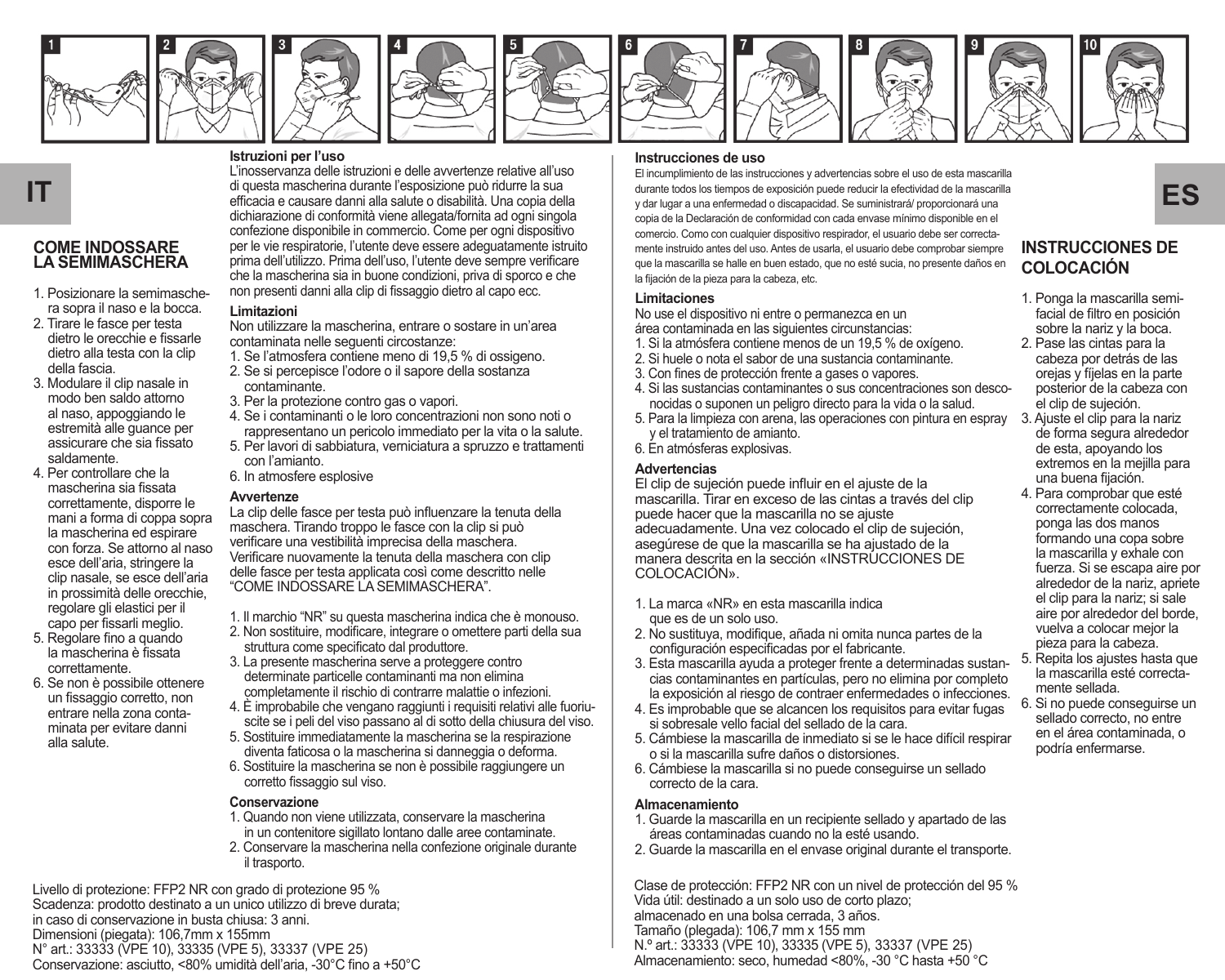# IT

## COME INDOSSARE LA SEMIMASCHERA

1. Posizionare la semimaschera sopra il naso e la bocca.
2. Tirare le fasce per testa dietro le orecchie e fissarle dietro alla testa con la clip della fascia.
3. Modulare il clip nasale in modo ben saldo attorno al naso, appoggiando le estremità alle guance per assicurare che sia fissato saldamente.
4. Per controllare che la mascherina sia fissata correttamente, disporre le mani a forma di coppa sopra la mascherina ed espirare con forza. Se attorno al naso esce dell'aria, stringere la clip nasale, se esce dell'aria in prossimità delle orecchie, regolare gli elastici per il capo per fissarli meglio.
5. Regolare fino a quando la mascherina è fissata correttamente.
6. Se non è possibile ottenere un fissaggio corretto, non entrare nella zona contaminata per evitare danni alla salute.

### Istruzioni per l'uso

L'inosservanza delle istruzioni e delle avvertenze relative all'uso di questa mascherina durante l'esposizione può ridurre la sua efficacia e causare danni alla salute o disabilità. Una copia della dichiarazione di conformità viene allegata/fornita ad ogni singola confezione disponibile in commercio. Come per ogni dispositivo per le vie respiratorie, l'utente deve essere adeguatamente istruito prima dell'utilizzo. Prima dell'uso, l'utente deve sempre verificare che la mascherina sia in buone condizioni, priva di sporco e che non presenti danni alla clip di fissaggio dietro al capo ecc.

### Limitazioni

Non utilizzare la mascherina, entrare o sostare in un'area contaminata nelle seguenti circostanze:

1. Se l'atmosfera contiene meno di 19,5 % di ossigeno.
2. Se si percepisce l'odore o il sapore della sostanza contaminante.
3. Per la protezione contro gas o vapori.
4. Se i contaminanti o le loro concentrazioni non sono noti o rappresentano un pericolo immediato per la vita o la salute.
5. Per lavori di sabbiatura, verniciatura a spruzzo e trattamenti con l'amianto.
6. In atmosfere esplosive

### Avvertenze

La clip delle fasce per testa può influenzare la tenuta della maschera. Tirando troppo le fasce con la clip si può verificare una vestibilità imprecisa della maschera. Verificare nuovamente la tenuta della maschera con clip delle fasce per testa applicata così come descritto nelle "COME INDOSSARE LA SEMIMASCHERA".

1. Il marchio "NR" su questa mascherina indica che è monouso.
2. Non sostituire, modificare, integrare o omettere parti della sua struttura come specificato dal produttore.
3. La presente mascherina serve a proteggere contro determinate particelle contaminanti ma non elimina completamente il rischio di contrarre malattie o infezioni.
4. È improbabile che vengano raggiunti i requisiti relativi alle fuoriuscite se i peli del viso passano al di sotto della chiusura del viso.
5. Sostituire immediatamente la maschera se la respirazione diventa faticosa o la mascherina si danneggia o deforma.
6. Sostituire la mascherina se non è possibile raggiungere un corretto fissaggio sul viso.

### Conservazione

1. Quando non viene utilizzata, conservare la mascherina in un contenitore sigillato lontano dalle aree contaminate.
2. Conservare la mascherina nella confezione originale durante il trasporto.

Livello di protezione: FFP2 NR con grado di protezione 95 %
Scadenza: prodotto destinato a un unico utilizzo di breve durata; in caso di conservazione in busta chiusa: 3 anni.
Dimensioni (piegata): 106,7mm x 155mm
N° art.: 33333 (VPE 10), 33335 (VPE 5), 33337 (VPE 25)
Conservazione: asciutto, <80% umidità dell'aria, -30°C fino a +50°C

# ES

### Instrucciones de uso

El incumplimiento de las instrucciones y advertencias sobre el uso de esta mascarilla durante todos los tiempos de exposición puede reducir la efectividad de la mascarilla y dar lugar a una enfermedad o discapacidad. Se suministrará/ proporcionará una copia de la Declaración de conformidad con cada envase mínimo disponible en el comercio. Como con cualquier dispositivo respirador, el usuario debe ser correctamente instruido antes del uso. Antes de usarla, el usuario debe comprobar siempre que la mascarilla se halle en buen estado, que no esté sucia, no presente daños en la fijación de la pieza para la cabeza, etc.

### Limitaciones

No use el dispositivo ni entre o permanezca en un área contaminada en las siguientes circunstancias:

1. Si la atmósfera contiene menos de un 19,5 % de oxígeno.
2. Si huele o nota el sabor de una sustancia contaminante.
3. Con fines de protección frente a gases o vapores.
4. Si las sustancias contaminantes o sus concentraciones son desconocidas o suponen un peligro directo para la vida o la salud.
5. Para la limpieza con arena, las operaciones con pintura en espray y el tratamiento de amianto.
6. En atmósferas explosivas.

### Advertencias

El clip de sujeción puede influir en el ajuste de la mascarilla. Tirar en exceso de las cintas a través del clip puede hacer que la mascarilla no se ajuste adecuadamente. Una vez colocado el clip de sujeción, asegúrese de que la mascarilla se ha ajustado de la manera descrita en la sección «INSTRUCCIONES DE COLOCACIÓN».

1. La marca «NR» en esta mascarilla indica que es de un solo uso.
2. No sustituya, modifique, añada ni omita nunca partes de la configuración especificadas por el fabricante.
3. Esta mascarilla ayuda a proteger frente a determinadas sustancias contaminantes en partículas, pero no elimina por completo la exposición al riesgo de contraer enfermedades o infecciones.
4. Es improbable que se alcancen los requisitos para evitar fugas si sobresale vello facial del sellado de la cara.
5. Cámbiese la mascarilla de inmediato si se le hace difícil respirar o si la mascarilla sufre daños o distorsiones.
6. Cámbiese la mascarilla si no puede conseguirse un sellado correcto de la cara.

### Almacenamiento

1. Guarde la mascarilla en un recipiente sellado y apartado de las áreas contaminadas cuando no la esté usando.
2. Guarde la mascarilla en el envase original durante el transporte.

Clase de protección: FFP2 NR con un nivel de protección del 95 %
Vida útil: destinado a un solo uso de corto plazo; almacenado en una bolsa cerrada, 3 años.
Tamaño (plegada): 106,7 mm x 155 mm
N.º art.: 33333 (VPE 10), 33335 (VPE 5), 33337 (VPE 25)
Almacenamiento: seco, humedad <80%, -30 °C hasta +50 °C

## INSTRUCCIONES DE COLOCACIÓN

1. Ponga la mascarilla semifacial de filtro en posición sobre la nariz y la boca.
2. Pase las cintas para la cabeza por detrás de las orejas y fíjelas en la parte posterior de la cabeza con el clip de sujeción.
3. Ajuste el clip para la nariz de forma segura alrededor de esta, apoyando los extremos en la mejilla para una buena fijación.
4. Para comprobar que esté correctamente colocada, ponga las dos manos formando una copa sobre la mascarilla y exhale con fuerza. Si se escapa aire por alrededor de la nariz, apriete el clip para la nariz; si sale aire por alrededor del borde, vuelva a colocar mejor la pieza para la cabeza.
5. Repita los ajustes hasta que la mascarilla esté correctamente sellada.
6. Si no puede conseguirse un sellado correcto, no entre en el área contaminada, o podría enfermarse.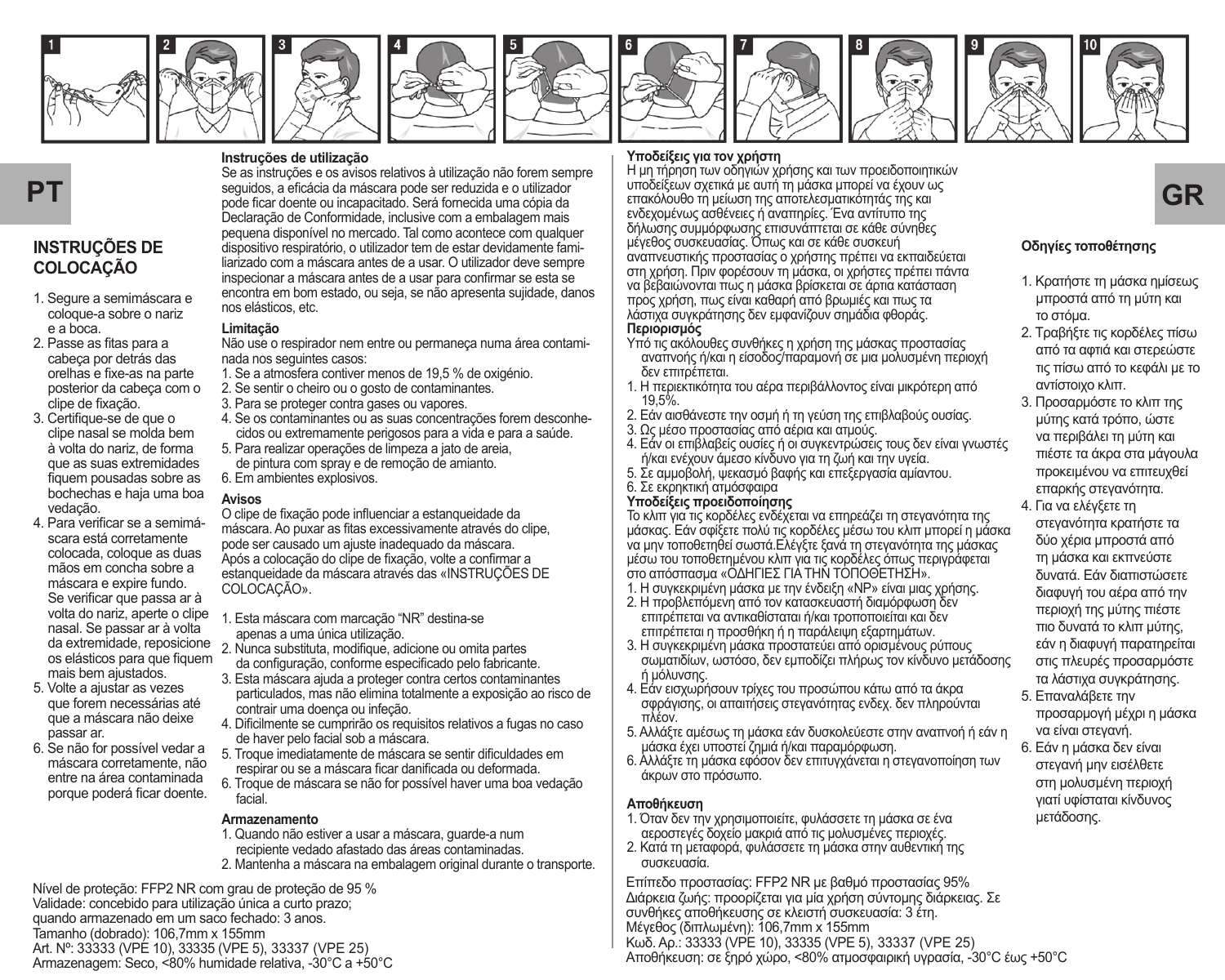1 2 3 4 5 6 7 8 9 10

**PT**

## INSTRUÇÕES DE COLOCAÇÃO

1. Segure a semimáscara e coloque-a sobre o nariz e a boca.
2. Passe as fitas para a cabeça por detrás das orelhas e fixe-as na parte posterior da cabeça com o clipe de fixação.
3. Certifique-se de que o clipe nasal se molda bem à volta do nariz, de forma que as suas extremidades fiquem pousadas sobre as bochechas e haja uma boa vedação.
4. Para verificar se a semimáscara está corretamente colocada, coloque as duas mãos em concha sobre a máscara e expire fundo. Se verificar que passa ar à volta do nariz, aperte o clipe nasal. Se passar ar à volta da extremidade, reposicione os elásticos para que fiquem mais bem ajustados.
5. Volte a ajustar as vezes que forem necessárias até que a máscara não deixe passar ar.
6. Se não for possível vedar a máscara corretamente, não entre na área contaminada porque poderá ficar doente.

### Instruções de utilização

Se as instruções e os avisos relativos à utilização não forem sempre seguidos, a eficácia da máscara pode ser reduzida e o utilizador pode ficar doente ou incapacitado. Será fornecida uma cópia da Declaração de Conformidade, inclusive com a embalagem mais pequena disponível no mercado. Tal como acontece com qualquer dispositivo respiratório, o utilizador tem de estar devidamente familiarizado com a máscara antes de a usar. O utilizador deve sempre inspecionar a máscara antes de a usar para confirmar se esta se encontra em bom estado, ou seja, se não apresenta sujidade, danos nos elásticos, etc.

### Limitação

Não use o respirador nem entre ou permaneça numa área contaminada nos seguintes casos:

1. Se a atmosfera contiver menos de 19,5 % de oxigénio.
2. Se sentir o cheiro ou o gosto de contaminantes.
3. Para se proteger contra gases ou vapores.
4. Se os contaminantes ou as suas concentrações forem desconhecidos ou extremamente perigosos para a vida e para a saúde.
5. Para realizar operações de limpeza a jato de areia, de pintura com spray e de remoção de amianto.
6. Em ambientes explosivos.

### Avisos

O clipe de fixação pode influenciar a estanqueidade da máscara. Ao puxar as fitas excessivamente através do clipe, pode ser causado um ajuste inadequado da máscara. Após a colocação do clipe de fixação, volte a confirmar a estanqueidade da máscara através das «INSTRUÇÕES DE COLOCAÇÃO».

1. Esta máscara com marcação "NR" destina-se apenas a uma única utilização.
2. Nunca substituta, modifique, adicione ou omita partes da configuração, conforme especificado pelo fabricante.
3. Esta máscara ajuda a proteger contra certos contaminantes particulados, mas não elimina totalmente a exposição ao risco de contrair uma doença ou infeção.
4. Dificilmente se cumprirão os requisitos relativos a fugas no caso de haver pelo facial sob a máscara.
5. Troque imediatamente de máscara se sentir dificuldades em respirar ou se a máscara ficar danificada ou deformada.
6. Troque de máscara se não for possível haver uma boa vedação facial.

### Armazenamento

1. Quando não estiver a usar a máscara, guarde-a num recipiente vedado afastado das áreas contaminadas.
2. Mantenha a máscara na embalagem original durante o transporte.

Nível de proteção: FFP2 NR com grau de proteção de 95 %
Validade: concebido para utilização única a curto prazo; quando armazenado em um saco fechado: 3 anos.
Tamanho (dobrado): 106,7mm x 155mm
Art. Nº: 33333 (VPE 10), 33335 (VPE 5), 33337 (VPE 25)
Armazenagem: Seco, <80% humidade relativa, -30°C a +50°C

**GR**

### Υποδείξεις για τον χρήστη

Η μη τήρηση των οδηγιών χρήσης και των προειδοποιητικών υποδείξεων σχετικά με αυτή τη μάσκα μπορεί να έχουν ως επακόλουθο τη μείωση της αποτελεσματικότητάς της και ενδεχομένως ασθένειες ή αναπηρίες. Ένα αντίτυπο της δήλωσης συμμόρφωσης επισυνάπτεται σε κάθε σύνηθες μέγεθος συσκευασίας. Όπως και σε κάθε συσκευή αναπνευστικής προστασίας ο χρήστης πρέπει να εκπαιδεύεται στη χρήση. Πριν φορέσουν τη μάσκα, οι χρήστες πρέπει πάντα να βεβαιώνονται πως η μάσκα βρίσκεται σε άρτια κατάσταση προς χρήση, πως είναι καθαρή από βρωμιές και πως τα λάστιχα συγκράτησης δεν εμφανίζουν σημάδια φθοράς.

### Περιορισμός

Υπό τις ακόλουθες συνθήκες η χρήση της μάσκας προστασίας αναπνοής ή/και η είσοδος/παραμονή σε μια μολυσμένη περιοχή δεν επιτρέπεται.

1. Η περιεκτικότητα του αέρα περιβάλλοντος είναι μικρότερη από 19,5%.
2. Εάν αισθάνεστε την οσμή ή τη γεύση της επιβλαβούς ουσίας.
3. Ως μέσο προστασίας από αέρια και ατμούς.
4. Εάν οι επιβλαβείς ουσίες ή οι συγκεντρώσεις τους δεν είναι γνωστές ή/και ενέχουν άμεσο κίνδυνο για τη ζωή και την υγεία.
5. Σε αμμοβολή, ψεκασμό βαφής και επεξεργασία αμίαντου.
6. Σε εκρηκτική ατμόσφαιρα

### Υποδείξεις προειδοποίησης

Το κλιπ για τις κορδέλες ενδέχεται να επηρεάζει τη στεγανότητα της μάσκας. Εάν σφίξετε πολύ τις κορδέλες μέσω του κλιπ μπορεί η μάσκα να μην τοποθετηθεί σωστά.Ελέγξτε ξανά τη στεγανότητα της μάσκας μέσω του τοποθετημένου κλιπ για τις κορδέλες όπως περιγράφεται στο απόσπασμα «ΟΔΗΓΙΕΣ ΓΙΑ ΤΗΝ ΤΟΠΟΘΕΤΗΣΗ».

1. Η συγκεκριμένη μάσκα με την ένδειξη «NP» είναι μιας χρήσης.
2. Η προβλεπόμενη από τον κατασκευαστή διαμόρφωση δεν επιτρέπεται να αντικαθίσταται ή/και τροποποιείται και δεν επιτρέπεται η προσθήκη ή η παράλειψη εξαρτημάτων.
3. Η συγκεκριμένη μάσκα προστατεύει από ορισμένους ρύπους σωματιδίων, ωστόσο, δεν εμποδίζει πλήρως τον κίνδυνο μετάδοσης ή μόλυνσης.
4. Εάν εισχωρήσουν τρίχες του προσώπου κάτω από τα άκρα σφράγισης, οι απαιτήσεις στεγανότητας ενδεχ. δεν πληρούνται πλέον.
5. Αλλάξτε αμέσως τη μάσκα εάν δυσκολεύεστε στην αναπνοή ή εάν η μάσκα έχει υποστεί ζημιά ή/και παραμόρφωση.
6. Αλλάξτε τη μάσκα εφόσον δεν επιτυγχάνεται η στεγανοποίηση των άκρων στο πρόσωπο.

### Αποθήκευση

1. Όταν δεν την χρησιμοποιείτε, φυλάσσετε τη μάσκα σε ένα αεροστεγές δοχείο μακριά από τις μολυσμένες περιοχές.
2. Κατά τη μεταφορά, φυλάσσετε τη μάσκα στην αυθεντική της συσκευασία.

Επίπεδο προστασίας: FFP2 NR με βαθμό προστασίας 95%
Διάρκεια ζωής: προορίζεται για μία χρήση σύντομης διάρκειας. Σε συνθήκες αποθήκευσης σε κλειστή συσκευασία: 3 έτη.
Μέγεθος (διπλωμένη): 106,7mm x 155mm
Κωδ. Αρ.: 33333 (VPE 10), 33335 (VPE 5), 33337 (VPE 25)
Αποθήκευση: σε ξηρό χώρο, <80% ατμοσφαιρική υγρασία, -30°C έως +50°C

### Οδηγίες τοποθέτησης

1. Κρατήστε τη μάσκα ημίσεως μπροστά από τη μύτη και το στόμα.
2. Τραβήξτε τις κορδέλες πίσω από τα αφτιά και στερεώστε τις πίσω από το κεφάλι με το αντίστοιχο κλιπ.
3. Προσαρμόστε το κλιπ της μύτης κατά τρόπο, ώστε να περιβάλει τη μύτη και πιέστε τα άκρα στα μάγουλα προκειμένου να επιτευχθεί επαρκής στεγανότητα.
4. Για να ελέγξετε τη στεγανότητα κρατήστε τα δύο χέρια μπροστά από τη μάσκα και εκπνεύστε δυνατά. Εάν διαπιστώσετε διαφυγή του αέρα από την περιοχή της μύτης πιέστε πιο δυνατά το κλιπ μύτης, εάν η διαφυγή παρατηρείται στις πλευρές προσαρμόστε τα λάστιχα συγκράτησης.
5. Επαναλάβετε την προσαρμογή μέχρι η μάσκα να είναι στεγανή.
6. Εάν η μάσκα δεν είναι στεγανή μην εισέλθετε στη μολυσμένη περιοχή γιατί υφίσταται κίνδυνος μετάδοσης.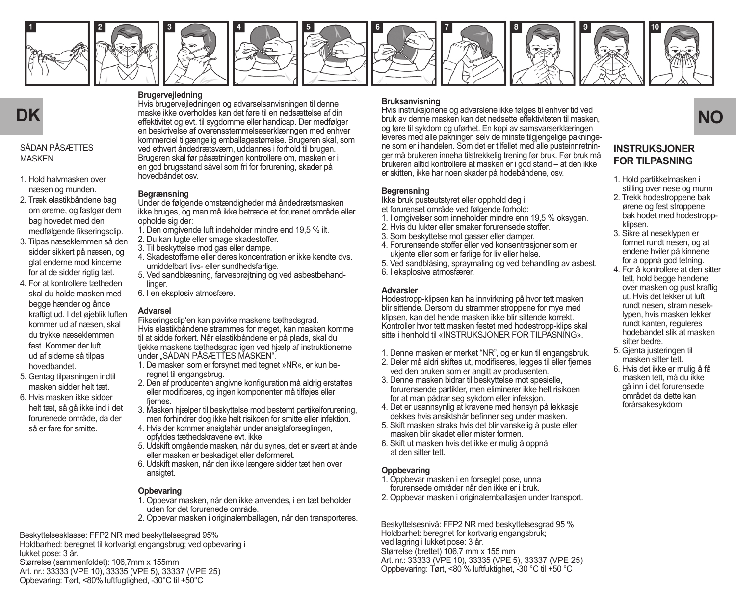# DK

SÅDAN PÅSÆTTES MASKEN

1. Hold halvmasken over næsen og munden.
2. Træk elastikbåndene bag om ørerne, og fastgør dem bag hovedet med den medfølgende fikseringsclip.
3. Tilpas næseklemmen så den sidder sikkert på næsen, og glat enderne mod kinderne for at de sidder rigtig tæt.
4. For at kontrollere tætheden skal du holde masken med begge hænder og ånde kraftigt ud. I det øjeblik luften kommer ud af næsen, skal du trykke næseklemmen fast. Kommer der luft ud af siderne så tilpas hovedbåndet.
5. Gentag tilpasningen indtil masken sidder helt tæt.
6. Hvis masken ikke sidder helt tæt, så gå ikke ind i det forurenede område, da der så er fare for smitte.

**Brugervejledning**

Hvis brugervejledningen og advarselsanvisningen til denne maske ikke overholdes kan det føre til en nedsættelse af din effektivitet og evt. til sygdomme eller handicap. Der medfølger en beskrivelse af overensstemmelseserklæringen med enhver kommerciel tilgængelig emballagestørrelse. Brugeren skal, som ved ethvert åndedrætsværn, uddannes i forhold til brugen. Brugeren skal før påsætningen kontrollere om, masken er i en god brugsstand såvel som fri for forurening, skader på hovedbåndet osv.

**Begrænsning**

Under de følgende omstændigheder må åndedrætsmasken ikke bruges, og man må ikke betræde et forurenet område eller opholde sig der:

1. Den omgivende luft indeholder mindre end 19,5 % ilt.
2. Du kan lugte eller smage skadestoffer.
3. Til beskyttelse mod gas eller dampe.
4. Skadestofferne eller deres koncentration er ikke kendte dvs. umiddelbart livs- eller sundhedsfarlige.
5. Ved sandblæsning, farvesprøjtning og ved asbestbehandlinger.
6. I en eksplosiv atmosfære.

**Advarsel**

Fikseringsclip'en kan påvirke maskens tæthedsgrad. Hvis elastikbåndene strammes for meget, kan masken komme til at sidde forkert. Når elastikbåndene er på plads, skal du tjekke maskens tæthedsgrad igen ved hjælp af instruktionerne under „SÅDAN PÅSÆTTES MASKEN".

1. De masker, som er forsynet med tegnet »NR«, er kun beregnet til engangsbrug.
2. Den af producenten angivne konfiguration må aldrig erstattes eller modificeres, og ingen komponenter må tilføjes eller fjernes.
3. Masken hjælper til beskyttelse mod bestemt partikelforurening, men forhindrer dog ikke helt risikoen for smitte eller infektion.
4. Hvis der kommer ansigtshår under ansigtsforseglingen, opfyldes tæthedskravene evt. ikke.
5. Udskift omgående masken, når du synes, det er svært at ånde eller masken er beskadiget eller deformeret.
6. Udskift masken, når den ikke længere sidder tæt hen over ansigtet.

**Opbevaring**

1. Opbevar masken, når den ikke anvendes, i en tæt beholder uden for det forurenede område.
2. Opbevar masken i originalemballagen, når den transporteres.

Beskyttelsesklasse: FFP2 NR med beskyttelsesgrad 95%
Holdbarhed: beregnet til kortvarigt engangsbrug; ved opbevaring i lukket pose: 3 år.
Størrelse (sammenfoldet): 106,7mm x 155mm
Art. nr.: 33333 (VPE 10), 33335 (VPE 5), 33337 (VPE 25)
Opbevaring: Tørt, <80% luftfugtighed, -30°C til +50°C

# NO

**Bruksanvisning**

Hvis instruksjonene og advarslene ikke følges til enhver tid ved bruk av denne masken kan det nedsette effektiviteten til masken, og føre til sykdom og uførhet. En kopi av samsvarserklæringen leveres med alle pakninger, selv de minste tilgjengelige pakninge-ne som er i handelen. Som det er tilfellet med alle pusteinnretninger må brukeren inneha tilstrekkelig trening før bruk. Før bruk må brukeren alltid kontrollere at masken er i god stand – at den ikke er skitten, ikke har noen skader på hodebåndene, osv.

**Begrensning**

Ikke bruk pusteutstyret eller opphold deg i et forurenset område ved følgende forhold:

1. I omgivelser som inneholder mindre enn 19,5 % oksygen.
2. Hvis du lukter eller smaker forurensede stoffer.
3. Som beskyttelse mot gasser eller damper.
4. Forurensende stoffer eller ved konsentrasjoner som er ukjente eller som er farlige for liv eller helse.
5. Ved sandblåsing, spraymaling og ved behandling av asbest.
6. I eksplosive atmosfærer.

**Advarsler**

Hodestropp-klipsen kan ha innvirkning på hvor tett masken blir sittende. Dersom du strammer stroppene for mye med klipsen, kan det hende masken ikke blir sittende korrekt. Kontroller hvor tett masken festet med hodestropp-klips skal sitte i henhold til «INSTRUKSJONER FOR TILPASNING».

1. Denne masken er merket "NR", og er kun til engangsbruk.
2. Deler må aldri skiftes ut, modifiseres, legges til eller fjernes ved den bruken som er angitt av produsenten.
3. Denne masken bidrar til beskyttelse mot spesielle, forurensende partikler, men eliminerer ikke helt risikoen for at man pådrar seg sykdom eller infeksjon.
4. Det er usannsynlig at kravene med hensyn på lekkasje dekkes hvis ansiktshår befinner seg under masken.
5. Skift masken straks hvis det blir vanskelig å puste eller masken blir skadet eller mister formen.
6. Skift ut masken hvis det ikke er mulig å oppnå at den sitter tett.

**Oppbevaring**

1. Oppbevar masken i en forseglet pose, unna forurensede områder når den ikke er i bruk.
2. Oppbevar masken i originalemballasjen under transport.

Beskyttelsesnivå: FFP2 NR med beskyttelsesgrad 95 %
Holdbarhet: beregnet for kortvarig engangsbruk; ved lagring i lukket pose: 3 år.
Størrelse (brettet) 106,7 mm x 155 mm
Art. nr.: 33333 (VPE 10), 33335 (VPE 5), 33337 (VPE 25)
Oppbevaring: Tørt, <80 % luftfuktighet, -30 °C til +50 °C

## INSTRUKSJONER FOR TILPASNING

1. Hold partikkelmasken i stilling over nese og munn
2. Trekk hodestroppene bak ørene og fest stroppene bak hodet med hodestropp-klipsen.
3. Sikre at neseklypen er formet rundt nesen, og at endene hviler på kinnene for å oppnå god tetning.
4. For å kontrollere at den sitter tett, hold begge hendene over masken og pust kraftig ut. Hvis det lekker ut luft rundt nesen, stram neseklypen, hvis masken lekker rundt kanten, reguleres hodebåndet slik at masken sitter bedre.
5. Gjenta justeringen til masken sitter tett.
6. Hvis det ikke er mulig å få masken tett, må du ikke gå inn i det forurensede området da dette kan forårsakesykdom.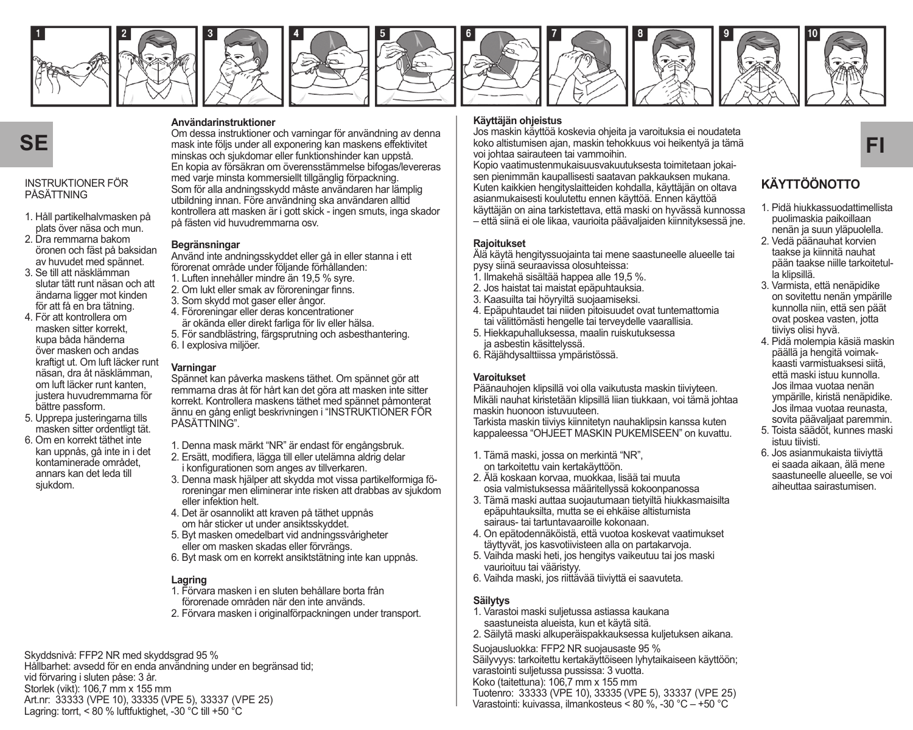1 2 3 4 5 6 7 8 9 10

# SE

## INSTRUKTIONER FÖR PÅSÄTTNING

1. Håll partikelhalvmasken på plats över näsa och mun.
2. Dra remmarna bakom öronen och fäst på baksidan av huvudet med spännet.
3. Se till att näsklämman slutar tätt runt näsan och att ändarna ligger mot kinden för att få en bra tätning.
4. För att kontrollera om masken sitter korrekt, kupa båda händerna över masken och andas kraftigt ut. Om luft läcker runt näsan, dra åt näsklämman, om luft läcker runt kanten, justera huvudremmarna för bättre passform.
5. Upprepa justeringarna tills masken sitter ordentligt tät.
6. Om en korrekt täthet inte kan uppnås, gå inte in i det kontaminerade området, annars kan det leda till sjukdom.

### Användarinstruktioner

Om dessa instruktioner och varningar för användning av denna mask inte följs under all exponering kan maskens effektivitet minskas och sjukdomar eller funktionshinder kan uppstå.
En kopia av försäkran om överensstämmelse bifogas/levereras med varje minsta kommersiellt tillgänglig förpackning.
Som för alla andningsskydd måste användaren har lämplig utbildning innan. Före användning ska användaren alltid kontrollera att masken är i gott skick - ingen smuts, inga skador på fästen vid huvudremmarna osv.

### Begränsningar

Använd inte andningsskyddet eller gå in eller stanna i ett förorenat område under följande förhållanden:
1. Luften innehåller mindre än 19,5 % syre.
2. Om lukt eller smak av föroreningar finns.
3. Som skydd mot gaser eller ångor.
4. Föroreningar eller deras koncentrationer är okända eller direkt farliga för liv eller hälsa.
5. För sandblästring, färgsprutning och asbesthantering.
6. I explosiva miljöer.

### Varningar

Spännet kan påverka maskens täthet. Om spännet gör att remmarna dras åt för hårt kan det göra att masken inte sitter korrekt. Kontrollera maskens täthet med spännet påmonterat ännu en gång enligt beskrivningen i "INSTRUKTIONER FÖR PÅSÄTTNING".

1. Denna mask märkt "NR" är endast för engångsbruk.
2. Ersätt, modifiera, lägga till eller utelämna aldrig delar i konfigurationen som anges av tillverkaren.
3. Denna mask hjälper att skydda mot vissa partikelformiga föroreningar men eliminerar inte risken att drabbas av sjukdom eller infektion helt.
4. Det är osannolikt att kraven på täthet uppnås om hår sticker ut under ansiktsskyddet.
5. Byt masken omedelbart vid andningssvårigheter eller om masken skadas eller förvrängs.
6. Byt mask om en korrekt ansiktstätning inte kan uppnås.

### Lagring

1. Förvara masken i en sluten behållare borta från förorenade områden när den inte används.
2. Förvara masken i originalförpackningen under transport.

Skyddsnivå: FFP2 NR med skyddsgrad 95 %
Hållbarhet: avsedd för en enda användning under en begränsad tid;
vid förvaring i sluten påse: 3 år.
Storlek (vikt): 106,7 mm x 155 mm
Art.nr: 33333 (VPE 10), 33335 (VPE 5), 33337 (VPE 25)
Lagring: torrt, < 80 % luftfuktighet, -30 °C till +50 °C

# FI

### Käyttäjän ohjeistus

Jos maskin käyttöä koskevia ohjeita ja varoituksia ei noudateta koko altistumisen ajan, maskin tehokkuus voi heikentyä ja tämä voi johtaa sairauteen tai vammoihin.
Kopio vaatimustenmukaisuusvakuutuksesta toimitetaan jokaisen pienimmän kaupallisesti saatavan pakkauksen mukana.
Kuten kaikkien hengityslaitteiden kohdalla, käyttäjän on oltava asianmukaisesti koulutettu ennen käyttöä. Ennen käyttöä käyttäjän on aina tarkistettava, että maski on hyvässä kunnossa – että siinä ei ole likaa, vaurioita päävaljaiden kiinnityksessä jne.

### Rajoitukset

Älä käytä hengityssuojainta tai mene saastuneelle alueelle tai pysy siinä seuraavissa olosuhteissa:
1. Ilmakehä sisältää happea alle 19,5 %.
2. Jos haistat tai maistat epäpuhtauksia.
3. Kaasuilta tai höyryiltä suojaamiseksi.
4. Epäpuhtaudet tai niiden pitoisuudet ovat tuntemattomia tai välittömästi hengelle tai terveydelle vaarallisia.
5. Hiekkapuhalluksessa, maalin ruiskutuksessa ja asbestin käsittelyssä.
6. Räjähdysalttiissa ympäristössä.

### Varoitukset

Päänauhojen klipsillä voi olla vaikutusta maskin tiiviyteen. Mikäli nauhat kiristetään klipsillä liian tiukkaan, voi tämä johtaa maskin huonoon istuvuuteen.
Tarkista maskin tiiviys kiinnitetyn nauhaklipsin kanssa kuten kappaleessa "OHJEET MASKIN PUKEMISEEN" on kuvattu.

1. Tämä maski, jossa on merkintä "NR", on tarkoitettu vain kertakäyttöön.
2. Älä koskaan korvaa, muokkaa, lisää tai muuta osia valmistuksessa määritellyssä kokoonpanossa
3. Tämä maski auttaa suojautumaan tietyiltä hiukkasmaisilta epäpuhtauksilta, mutta se ei ehkäise altistumista sairaus- tai tartuntavaaroille kokonaan.
4. On epätodennäköistä, että vuotoa koskevat vaatimukset täyttyvät, jos kasvotiivisteen alla on partakarvoja.
5. Vaihda maski heti, jos hengitys vaikeutuu tai jos maski vaurioituu tai vääristyy.
6. Vaihda maski, jos riittävää tiiviyttä ei saavuteta.

### Säilytys

1. Varastoi maski suljetussa astiassa kaukana saastuneista alueista, kun et käytä sitä.
2. Säilytä maski alkuperäispakkauksessa kuljetuksen aikana.

Suojausluokka: FFP2 NR suojausaste 95 %
Säilyvyys: tarkoitettu kertakäyttöiseen lyhytaikaiseen käyttöön; varastointi suljetussa pussissa: 3 vuotta.
Koko (taitettuna): 106,7 mm x 155 mm
Tuotenro: 33333 (VPE 10), 33335 (VPE 5), 33337 (VPE 25)
Varastointi: kuivassa, ilmankosteus < 80 %, -30 °C – +50 °C

## KÄYTTÖÖNOTTO

1. Pidä hiukkassuodattimellista puolimaskia paikoillaan nenän ja suun yläpuolella.
2. Vedä päänauhat korvien taakse ja kiinnitä nauhat pään taakse niille tarkoitetulla klipsillä.
3. Varmista, että nenäpidike on sovitettu nenän ympärille kunnolla niin, että sen päät ovat poskea vasten, jotta tiiviys olisi hyvä.
4. Pidä molempia käsiä maskin päällä ja hengitä voimakkaasti varmistuaksesi siitä, että maski istuu kunnolla. Jos ilmaa vuotaa nenän ympärillä, kiristä nenäpidike. Jos ilmaa vuotaa reunasta, sovita päävaljaat paremmin.
5. Toista säädöt, kunnes maski istuu tiivisti.
6. Jos asianmukaista tiiviyttä ei saada aikaan, älä mene saastuneelle alueelle, se voi aiheuttaa sairastumisen.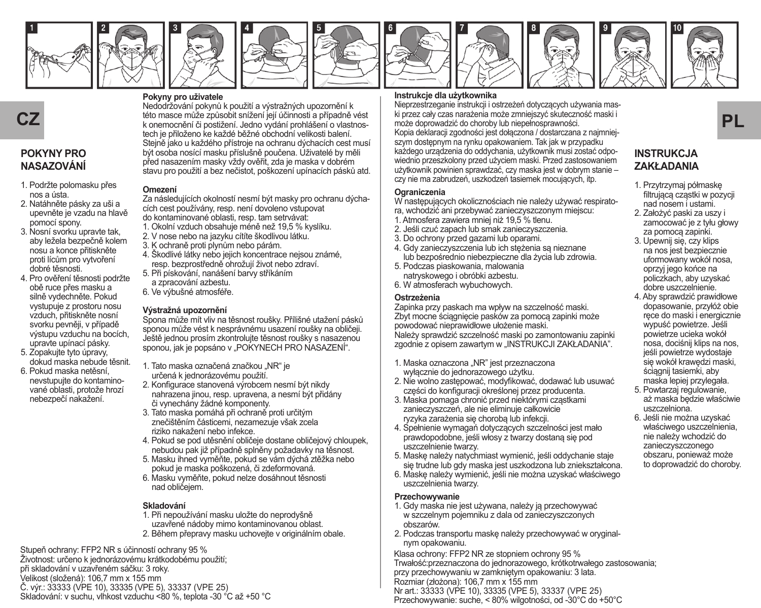CZ

## POKYNY PRO NASAZOVÁNÍ

1. Podržte polomasku přes nos a ústa.
2. Natáhněte pásky za uši a upevněte je vzadu na hlavě pomocí spony.
3. Nosní svorku upravte tak, aby ležela bezpečně kolem nosu a konce přitiskněte proti lícům pro vytvoření dobré těsnosti.
4. Pro ověření těsnosti podržte obě ruce přes masku a silně vydechněte. Pokud vystupuje z prostoru nosu vzduch, přitiskněte nosní svorku pevněji, v případě výstupu vzduchu na bocích, upravte upínací pásky.
5. Zopakujte tyto úpravy, dokud maska nebude těsnit.
6. Pokud maska netěsní, nevstupujte do kontaminované oblasti, protože hrozí nebezpečí nakažení.

### Pokyny pro uživatele

Nedodržování pokynů k použití a výstražných upozornění k této masce může způsobit snížení její účinnosti a případně vést k onemocnění či postižení. Jedno vydání prohlášení o vlastnostech je přiloženo ke každé běžné obchodní velikosti balení. Stejně jako u každého přístroje na ochranu dýchacích cest musí být osoba nosící masku příslušně poučena. Uživatelé by měli před nasazením masky vždy ověřit, zda je maska v dobrém stavu pro použití a bez nečistot, poškození upínacích pásků atd.

### Omezení

Za následujících okolností nesmí být masky pro ochranu dýchacích cest používány, resp. není dovoleno vstupovat do kontaminované oblasti, resp. tam setrvávat:
1. Okolní vzduch obsahuje méně než 19,5 % kyslíku.
2. V nose nebo na jazyku cítíte škodlivou látku.
3. K ochraně proti plynům nebo párám.
4. Škodlivé látky nebo jejich koncentrace nejsou známé, resp. bezprostředně ohrožují život nebo zdraví.
5. Při pískování, nanášení barvy stříkáním a zpracování azbestu.
6. Ve výbušné atmosféře.

### Výstražná upozornění

Spona může mít vliv na těsnost roušky. Přílišné utažení pásků sponou může vést k nesprávnému usazení roušky na obličeji. Ještě jednou prosím zkontrolujte těsnost roušky s nasazenou sponou, jak je popsáno v „POKYNECH PRO NASAZENÍ".

1. Tato maska označená značkou „NR" je určená k jednorázovému použití.
2. Konfigurace stanovená výrobcem nesmí být nikdy nahrazena jinou, resp. upravena, a nesmí být přidány či vynechány žádné komponenty.
3. Tato maska pomáhá při ochraně proti určitým znečištěním částicemi, nezamezuje však zcela riziko nakažení nebo infekce.
4. Pokud se pod utěsnění obličeje dostane obličejový chloupek, nebudou pak již případně splněny požadavky na těsnost.
5. Masku ihned vyměňte, pokud se vám dýchá ztěžka nebo pokud je maska poškozená, či zdeformovaná.
6. Masku vyměňte, pokud nelze dosáhnout těsnosti nad obličejem.

### Skladování

1. Při nepoužívání masku uložte do neprodyšně uzavřené nádoby mimo kontaminovanou oblast.
2. Během přepravy masku uchovejte v originálním obale.

Stupeň ochrany: FFP2 NR s účinností ochrany 95 %
Životnost: určeno k jednorázovému krátkodobému použití;
při skladování v uzavřeném sáčku: 3 roky.
Velikost (složená): 106,7 mm x 155 mm
Č. výr.: 33333 (VPE 10), 33335 (VPE 5), 33337 (VPE 25)
Skladování: v suchu, vlhkost vzduchu <80 %, teplota -30 °C až +50 °C

PL

### Instrukcje dla użytkownika

Nieprzestrzeganie instrukcji i ostrzeżeń dotyczących używania maski przez cały czas narażenia może zmniejszyć skuteczność maski i może doprowadzić do choroby lub niepełnosprawności.
Kopia deklaracji zgodności jest dołączona / dostarczana z najmniejszym dostępnym na rynku opakowaniem. Tak jak w przypadku każdego urządzenia do oddychania, użytkownik musi zostać odpowiednio przeszkolony przed użyciem maski. Przed zastosowaniem użytkownik powinien sprawdzać, czy maska jest w dobrym stanie – czy nie ma zabrudzeń, uszkodzeń tasiemek mocujących, itp.

### Ograniczenia

W następujących okolicznościach nie należy używać respiratora, wchodzić ani przebywać zanieczyszczonym miejscu:
1. Atmosfera zawiera mniej niż 19,5 % tlenu.
2. Jeśli czuć zapach lub smak zanieczyszczenia.
3. Do ochrony przed gazami lub oparami.
4. Gdy zanieczyszczenia lub ich stężenia są nieznane lub bezpośrednio niebezpieczne dla życia lub zdrowia.
5. Podczas piaskowania, malowania natryskowego i obróbki azbestu.
6. W atmosferach wybuchowych.

### Ostrzeżenia

Zapinka przy paskach ma wpływ na szczelność maski. Zbyt mocne ściągnięcie pasków za pomocą zapinki może powodować nieprawidłowe ułożenie maski.
Należy sprawdzić szczelność maski po zamontowaniu zapinki zgodnie z opisem zawartym w „INSTRUKCJI ZAKŁADANIA".

1. Maska oznaczona „NR" jest przeznaczona wyłącznie do jednorazowego użytku.
2. Nie wolno zastępować, modyfikować, dodawać lub usuwać części do konfiguracji określonej przez producenta.
3. Maska pomaga chronić przed niektórymi cząstkami zanieczyszczeń, ale nie eliminuje całkowicie ryzyka zarażenia się chorobą lub infekcji.
4. Spełnienie wymagań dotyczących szczelności jest mało prawdopodobne, jeśli włosy z twarzy dostaną się pod uszczelnienie twarzy.
5. Maskę należy natychmiast wymienić, jeśli oddychanie staje się trudne lub gdy maska jest uszkodzona lub zniekształcona.
6. Maskę należy wymienić, jeśli nie można uzyskać właściwego uszczelnienia twarzy.

### Przechowywanie

1. Gdy maska nie jest używana, należy ją przechowywać w szczelnym pojemniku z dala od zanieczyszczonych obszarów.
2. Podczas transportu maskę należy przechowywać w oryginalnym opakowaniu.

Klasa ochrony: FFP2 NR ze stopniem ochrony 95 %
Trwałość:przeznaczona do jednorazowego, krótkotrwałego zastosowania;
przy przechowywaniu w zamkniętym opakowaniu: 3 lata.
Rozmiar (złożona): 106,7 mm x 155 mm
Nr art.: 33333 (VPE 10), 33335 (VPE 5), 33337 (VPE 25)
Przechowywanie: suche, < 80% wilgotności, od -30°C do +50°C

## INSTRUKCJA ZAKŁADANIA

1. Przytrzymaj półmaskę filtrującą cząstki w pozycji nad nosem i ustami.
2. Założyć paski za uszy i zamocować je z tyłu głowy za pomocą zapinki.
3. Upewnij się, czy klips na nos jest bezpiecznie uformowany wokół nosa, oprzyj jego końce na policzkach, aby uzyskać dobre uszczelnienie.
4. Aby sprawdzić prawidłowe dopasowanie, przyłóż obie ręce do maski i energicznie wypuść powietrze. Jeśli powietrze ucieka wokół nosa, dociśnij klips na nos, jeśli powietrze wydostaje się wokół krawędzi maski, ściągnij tasiemki, aby maska lepiej przylegała.
5. Powtarzaj regulowanie, aż maska będzie właściwie uszczelniona.
6. Jeśli nie można uzyskać właściwego uszczelnienia, nie należy wchodzić do zanieczyszczonego obszaru, ponieważ może to doprowadzić do choroby.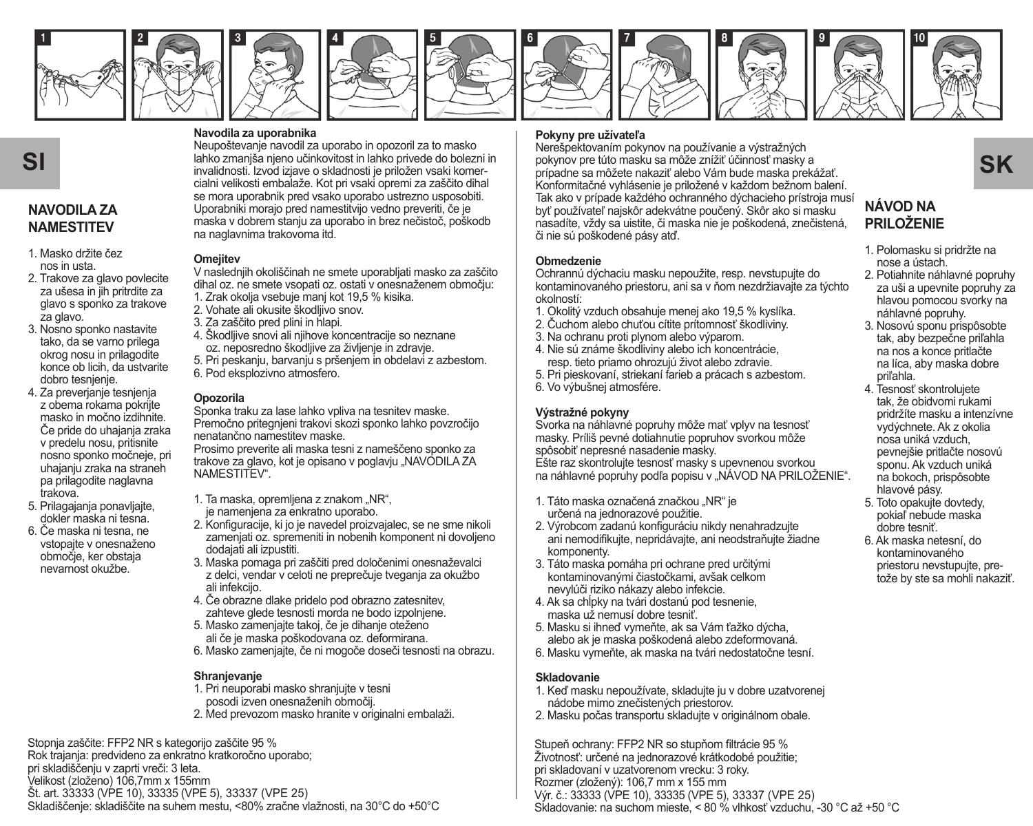SI

## NAVODILA ZA NAMESTITEV

1. Masko držite čez nos in usta.
2. Trakove za glavo povlecite za ušesa in jih pritrdite za glavo s sponko za trakove za glavo.
3. Nosno sponko nastavite tako, da se varno prilega okrog nosu in prilagodite konce ob licih, da ustvarite dobro tesnjenje.
4. Za preverjanje tesnjenja z obema rokama pokrijte masko in močno izdihnite. Če pride do uhajanja zraka v predelu nosu, pritisnite nosno sponko močneje, pri uhajanju zraka na straneh pa prilagodite naglavna trakova.
5. Prilagajanja ponavljajte, dokler maska ni tesna.
6. Če maska ni tesna, ne vstopajte v onesnaženo območje, ker obstaja nevarnost okužbe.

**Navodila za uporabnika**

Neupoštevanje navodil za uporabo in opozoril za to masko lahko zmanjša njeno učinkovitost in lahko privede do bolezni in invalidnosti. Izvod izjave o skladnosti je priložen vsaki komercialni velikosti embalaže. Kot pri vsaki opremi za zaščito dihal se mora uporabnik pred vsako uporabo ustrezno usposobiti. Uporabniki morajo pred namestitvijo vedno preveriti, če je maska v dobrem stanju za uporabo in brez nečistoč, poškodb na naglavnima trakovoma itd.

**Omejitev**

V naslednjih okoliščinah ne smete uporabljati masko za zaščito dihal oz. ne smete vsopati oz. ostati v onesnaženem območju:
1. Zrak okolja vsebuje manj kot 19,5 % kisika.
2. Vohate ali okusite škodljivo snov.
3. Za zaščito pred plini in hlapi.
4. Škodljive snovi ali njihove koncentracije so neznane oz. neposredno škodljive za življenje in zdravje.
5. Pri peskanju, barvanju s pršenjem in obdelavi z azbestom.
6. Pod eksplozivno atmosfero.

**Opozorila**

Sponka traku za lase lahko vpliva na tesnitev maske. Premočno pritegnjeni trakovi skozi sponko lahko povzročijo nenatančno namestitev maske.
Prosimo preverite ali maska tesni z nameščeno sponko za trakove za glavo, kot je opisano v poglavju „NAVODILA ZA NAMESTITEV".

1. Ta maska, opremljena z znakom „NR", je namenjena za enkratno uporabo.
2. Konfiguracije, ki jo je navedel proizvajalec, se ne sme nikoli zamenjati oz. spremeniti in nobenih komponent ni dovoljeno dodajati ali izpustiti.
3. Maska pomaga pri zaščiti pred določenimi onesnaževalci z delci, vendar v celoti ne preprečuje tveganja za okužbo ali infekcijo.
4. Če obrazne dlake pridelo pod obrazno zatesnitev, zahteve glede tesnosti morda ne bodo izpolnjene.
5. Masko zamenjajte takoj, če je dihanje oteženo ali če je maska poškodovana oz. deformirana.
6. Masko zamenjajte, če ni mogoče doseči tesnosti na obrazu.

**Shranjevanje**

1. Pri neuporabi masko shranjujte v tesni posodi izven onesnaženih območij.
2. Med prevozom masko hranite v originalni embalaži.

Stopnja zaščite: FFP2 NR s kategorijo zaščite 95 %
Rok trajanja: predvideno za enkratno kratkoročno uporabo;
pri skladiščenju v zaprti vreči: 3 leta.
Velikost (zloženo) 106,7mm x 155mm
Št. art. 33333 (VPE 10), 33335 (VPE 5), 33337 (VPE 25)
Skladiščenje: skladiščite na suhem mestu, <80% zračne vlažnosti, na 30°C do +50°C

SK

**Pokyny pre užívateľa**

Nerešpektovaním pokynov na používanie a výstražných pokynov pre túto masku sa môže znížiť účinnosť masky a prípadne sa môžete nakaziť alebo Vám bude maska prekážať. Konformitačné vyhlásenie je priložené v každom bežnom balení. Tak ako v prípade každého ochranného dýchacieho prístroja musí byť používateľ najskôr adekvátne poučený. Skôr ako si masku nasadíte, vždy sa uistite, či maska nie je poškodená, znečistená, či nie sú poškodené pásy atď.

**Obmedzenie**

Ochrannú dýchaciu masku nepoužite, resp. nevstupujte do kontaminovaného priestoru, ani sa v ňom nezdržiavajte za týchto okolností:
1. Okolitý vzduch obsahuje menej ako 19,5 % kyslíka.
2. Čuchom alebo chuťou cítite prítomnosť škodliviny.
3. Na ochranu proti plynom alebo výparom.
4. Nie sú známe škodliviny alebo ich koncentrácie, resp. tieto priamo ohrozujú život alebo zdravie.
5. Pri pieskovaní, striekaní farieb a prácach s azbestom.
6. Vo výbušnej atmosfére.

**Výstražné pokyny**

Svorka na náhlavné popruhy môže mať vplyv na tesnosť masky. Príliš pevné dotiahnutie popruhov svorkou môže spôsobiť nepresné nasadenie masky.
Ešte raz skontrolujte tesnosť masky s upevnenou svorkou na náhlavné popruhy podľa popisu v „NÁVOD NA PRILOŽENIE".

1. Táto maska označená značkou „NR" je určená na jednorazové použitie.
2. Výrobcom zadanú konfiguráciu nikdy nenahradzujte ani nemodifikujte, nepridávajte, ani neodstraňujte žiadne komponenty.
3. Táto maska pomáha pri ochrane pred určitými kontaminovanými čiastočkami, avšak celkom nevylúči riziko nákazy alebo infekcie.
4. Ak sa chĺpky na tvári dostanú pod tesnenie, maska už nemusí dobre tesniť.
5. Masku si ihneď vymeňte, ak sa Vám ťažko dýcha, alebo ak je maska poškodená alebo zdeformovaná.
6. Masku vymeňte, ak maska na tvári nedostatočne tesní.

**Skladovanie**

1. Keď masku nepoužívate, skladujte ju v dobre uzatvorenej nádobe mimo znečistených priestorov.
2. Masku počas transportu skladujte v originálnom obale.

Stupeň ochrany: FFP2 NR so stupňom filtrácie 95 %
Životnosť: určené na jednorazové krátkodobé použitie;
pri skladovaní v uzatvorenom vrecku: 3 roky.
Rozmer (zložený): 106,7 mm x 155 mm
Výr. č.: 33333 (VPE 10), 33335 (VPE 5), 33337 (VPE 25)
Skladovanie: na suchom mieste, < 80 % vlhkosť vzduchu, -30 °C až +50 °C

## NÁVOD NA PRILOŽENIE

1. Polomasku si pridržte na nose a ústach.
2. Potiahnite náhlavné popruhy za uši a upevnite popruhy za hlavou pomocou svorky na náhlavné popruhy.
3. Nosovú sponu prispôsobte tak, aby bezpečne priľahla na nos a konce pritlačte na líca, aby maska dobre priľahla.
4. Tesnosť skontrolujete tak, že obidvomi rukami pridržíte masku a intenzívne vydýchnete. Ak z okolia nosa uniká vzduch, pevnejšie pritlačte nosovú sponu. Ak vzduch uniká na bokoch, prispôsobte hlavové pásy.
5. Toto opakujte dovtedy, pokiaľ nebude maska dobre tesniť.
6. Ak maska netesní, do kontaminovaného priestoru nevstupujte, pretože by ste sa mohli nakaziť.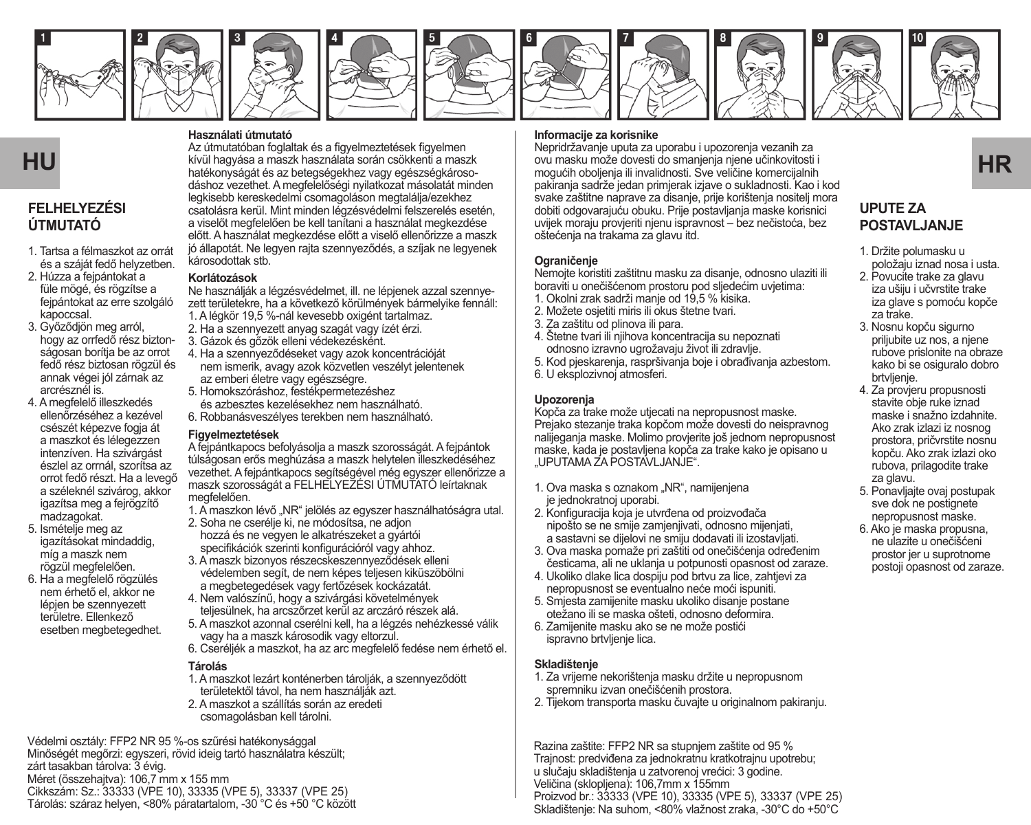1 2 3 4 5 6 7 8 9 10

# HU

## FELHELYEZÉSI ÚTMUTATÓ

1. Tartsa a félmaszkot az orrát és a száját fedő helyzetben.
2. Húzza a fejpántokat a füle mögé, és rögzítse a fejpántokat az erre szolgáló kapoccsal.
3. Győződjön meg arról, hogy az orrfedő rész biztonságosan borítja be az orrot fedő rész biztosan rögzül és annak végei jól zárnak az arcrésznél is.
4. A megfelelő illeszkedés ellenőrzéséhez a kezével csészét képezve fogja át a maszkot és lélegezzen intenzíven. Ha szivárgást észlel az ornál, szorítsa az orrot fedő részt. Ha a levegő a széleknél szivárog, akkor igazítsa meg a fejrögzítő madzagokat.
5. Ismételje meg az igazításokat mindaddig, míg a maszk nem rögzül megfelelően.
6. Ha a megfelelő rögzülés nem érhető el, akkor ne lépjen be szennyezett területre. Ellenkező esetben megbetegedhet.

### Használati útmutató

Az útmutatóban foglaltak és a figyelmeztetések figyelmen kívül hagyása a maszk használata során csökkenti a maszk hatékonyságát és az betegségekhez vagy egészségkárosodáshoz vezethet. A megfelelőségi nyilatkozat másolatát minden legkisebb kereskedelmi csomagoláson megtalálja/ezekhez csatolásra kerül. Mint minden légzésvédelmi felszerelés esetén, a viselőt megfelelően be kell tanítani a használat megkezdése előtt. A használat megkezdése előtt a viselő ellenőrizze a maszk jó állapotát. Ne legyen rajta szennyeződés, a szíjak ne legyenek károsodottak stb.

### Korlátozások

Ne használják a légzésvédelmet, ill. ne lépjenek azzal szennyezett területekre, ha a következő körülmények bármelyike fennáll:

1. A légkör 19,5 %-nál kevesebb oxigént tartalmaz.
2. Ha a szennyezett anyag szagát vagy ízét érzi.
3. Gázok és gőzök elleni védekezésként.
4. Ha a szennyeződéseket vagy azok koncentrációját nem ismerik, avagy azok közvetlen veszélyt jelentenek az emberi életre vagy egészségre.
5. Homokszóráshoz, festékpermetezéshez és azbesztes kezelésekhez nem használható.
6. Robbanásveszélyes terekben nem használható.

### Figyelmeztetések

A fejpántkapocs befolyásolja a maszk szorosságát. A fejpántok túlságosan erős meghúzása a maszk helytelen illeszkedéséhez vezethet. A fejpántkapocs segítségével még egyszer ellenőrizze a maszk szorosságát a FELHELYEZÉSI ÚTMUTATÓ leírtaknak megfelelően.

1. A maszkon lévő „NR" jelölés az egyszer használhatóságra utal.
2. Soha ne cserélje ki, ne módosítsa, ne adjon hozzá és ne vegyen le alkatrészeket a gyártói specifikációk szerinti konfigurációról vagy ahhoz.
3. A maszk bizonyos részecskeszennyeződések elleni védelemben segít, de nem képes teljesen kiküszöbölni a megbetegedések vagy fertőzések kockázatát.
4. Nem valószínű, hogy a szivárgási követelmények teljesülnek, ha arcszőrzet kerül az arczáró részek alá.
5. A maszkot azonnal cserélni kell, ha a légzés nehézkessé válik vagy ha a maszk károsodik vagy eltorzul.
6. Cseréljék a maszkot, ha az arc megfelelő fedése nem érhető el.

### Tárolás

1. A maszkot lezárt konténerben tárolják, a szennyeződött területektől távol, ha nem használják azt.
2. A maszkot a szállítás során az eredeti csomagolásban kell tárolni.

Védelmi osztály: FFP2 NR 95 %-os szűrési hatékonysággal
Minőségét megőrzi: egyszeri, rövid ideig tartó használatra készült; zárt tasakban tárolva: 3 évig.
Méret (összehajtva): 106,7 mm x 155 mm
Cikkszám: Sz.: 33333 (VPE 10), 33335 (VPE 5), 33337 (VPE 25)
Tárolás: száraz helyen, <80% páratartalom, -30 °C és +50 °C között

# HR

## UPUTE ZA POSTAVLJANJE

1. Držite polumasku u položaju iznad nosa i usta.
2. Povucite trake za glavu iza ušiju i učvrstite trake iza glave s pomoću kopče za trake.
3. Nosnu kopču sigurno priljubite uz nos, a njene rubove prislonite na obraze kako bi se osiguralo dobro brtvljenje.
4. Za provjeru propusnosti stavite obje ruke iznad maske i snažno izdahnite. Ako zrak izlazi iz nosnog prostora, pričvrstite nosnu kopču. Ako zrak izlazi oko rubova, prilagodite trake za glavu.
5. Ponavljajte ovaj postupak sve dok ne postignete nepropusnost maske.
6. Ako je maska propusna, ne ulazite u onečišćeni prostor jer u suprotnome postoji opasnost od zaraze.

### Informacije za korisnike

Nepridržavanje uputa za uporabu i upozorenja vezanih za ovu masku može dovesti do smanjenja njene učinkovitosti i mogućih oboljenja ili invalidnosti. Sve veličine komercijalnih pakiranja sadrže jedan primjerak izjave o sukladnosti. Kao i kod svake zaštitne naprave za disanje, prije korištenja nositelj mora dobiti odgovarajuću obuku. Prije postavljanja maske korisnici uvijek moraju provjeriti njenu ispravnost – bez nečistoća, bez oštećenja na trakama za glavu itd.

### Ograničenje

Nemojte koristiti zaštitnu masku za disanje, odnosno ulaziti ili boraviti u onečišćenom prostoru pod sljedećim uvjetima:

1. Okolni zrak sadrži manje od 19,5 % kisika.
2. Možete osjetiti miris ili okus štetne tvari.
3. Za zaštitu od plinova ili para.
4. Štetne tvari ili njihova koncentracija su nepoznati odnosno izravno ugrožavaju život ili zdravlje.
5. Kod pjeskarenja, raspršivanja boje i obrađivanja azbestom.
6. U eksplozivnoj atmosferi.

### Upozorenja

Kopča za trake može utjecati na nepropusnost maske. Prejako stezanje traka kopčom može dovesti do neispravnog nalijeganja maske. Molimo provjerite još jednom nepropusnost maske, kada je postavljena kopča za trake kako je opisano u „UPUTAMA ZA POSTAVLJANJE".

1. Ova maska s oznakom „NR", namijenjena je jednokratnoj uporabi.
2. Konfiguracija koja je utvrđena od proizvođača nipošto se ne smije zamjenjivati, odnosno mijenjati, a sastavni se dijelovi ne smiju dodavati ili izostavljati.
3. Ova maska pomaže pri zaštiti od onečišćenja određenim česticama, ali ne uklanja u potpunosti opasnost od zaraze.
4. Ukoliko dlake lica dospiju pod brtvu za lice, zahtjevi za nepropusnost se eventualno neće moći ispuniti.
5. Smjesta zamijenite masku ukoliko disanje postane otežano ili se maska ošteti, odnosno deformira.
6. Zamijenite masku ako se ne može postići ispravno brtvljenje lica.

### Skladištenje

1. Za vrijeme nekorištenja masku držite u nepropusnom spremniku izvan onečišćenih prostora.
2. Tijekom transporta masku čuvajte u originalnom pakiranju.

Razina zaštite: FFP2 NR sa stupnjem zaštite od 95 %
Trajnost: predviđena za jednokratnu kratkotrajnu upotrebu; u slučaju skladištenja u zatvorenoj vrećici: 3 godine.
Veličina (sklopljena): 106,7mm x 155mm
Proizvod br.: 33333 (VPE 10), 33335 (VPE 5), 33337 (VPE 25)
Skladištenje: Na suhom, <80% vlažnost zraka, -30°C do +50°C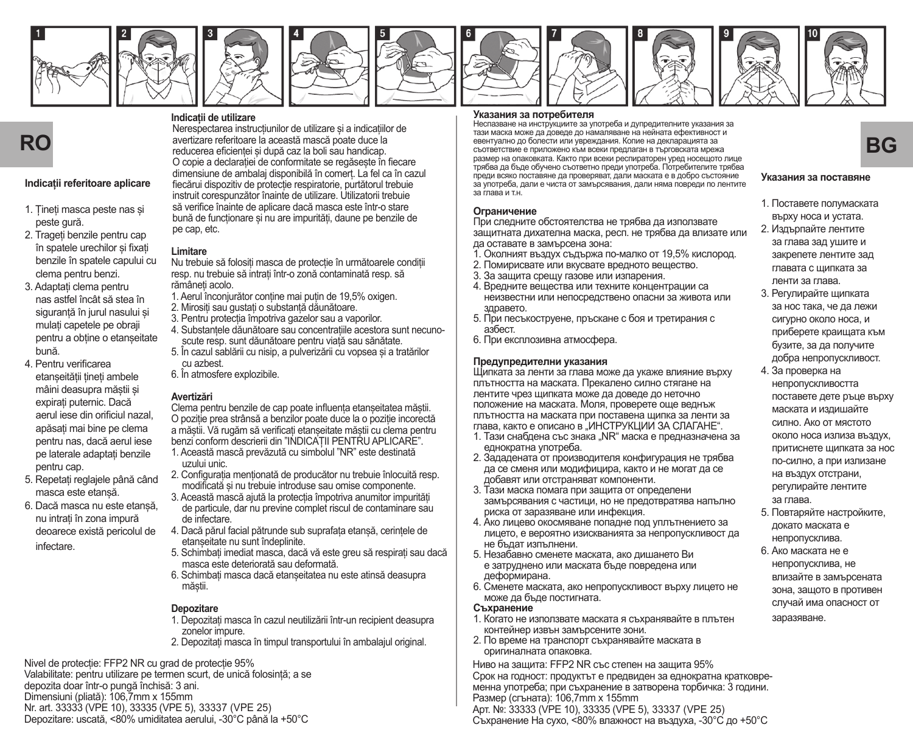# RO

### Indicații referitoare aplicare

1. Țineți masca peste nas și peste gură.
2. Trageți benzile pentru cap în spatele urechilor și fixați benzile în spatele capului cu clema pentru benzi.
3. Adaptați clema pentru nas astfel încât să stea în siguranță în jurul nasului și mulați capetele pe obraji pentru a obține o etanșeitate bună.
4. Pentru verificarea etanșeității țineți ambele mâini deasupra măștii și expirați puternic. Dacă aerul iese din orificiul nazal, apăsați mai bine pe clema pentru nas, dacă aerul iese pe laterale adaptați benzile pentru cap.
5. Repetați reglajele până când masca este etanșă.
6. Dacă masca nu este etanșă, nu intrați în zona impură deoarece există pericolul de infectare.

### Indicații de utilizare

Nerespectarea instrucțiunilor de utilizare și a indicațiilor de avertizare referitoare la această mască poate duce la reducerea eficienței și după caz la boli sau handicap. O copie a declarației de conformitate se regăsește în fiecare dimensiune de ambalaj disponibilă în comerț. La fel ca în cazul fiecărui dispozitiv de protecție respiratorie, purtătorul trebuie instruit corespunzător înainte de utilizare. Utilizatorii trebuie să verifice înainte de aplicare dacă masca este într-o stare bună de funcționare și nu are impurități, daune pe benzile de pe cap, etc.

### Limitare

Nu trebuie să folosiți masca de protecție în următoarele condiții resp. nu trebuie să intrați într-o zonă contaminată resp. să rămâneți acolo.

1. Aerul înconjurător conține mai puțin de 19,5% oxigen.
2. Mirosiți sau gustați o substanță dăunătoare.
3. Pentru protecția împotriva gazelor sau a vaporilor.
4. Substanțele dăunătoare sau concentrațiile acestora sunt necunoscute resp. sunt dăunătoare pentru viață sau sănătate.
5. În cazul sablării cu nisip, a pulverizării cu vopsea și a tratărilor cu azbest.
6. În atmosfere explozibile.

### Avertizări

Clema pentru benzile de cap poate influența etanșeitatea măștii. O poziție prea strânsă a benzilor poate duce la o poziție incorectă a măștii. Vă rugăm să verificați etanșeitatea măștii cu clema pentru benzi conform descrierii din "INDICAȚII PENTRU APLICARE".

1. Această mască prevăzută cu simbolul "NR" este destinată uzului unic.
2. Configurația menționată de producător nu trebuie înlocuită resp. modificată și nu trebuie introduse sau omise componente.
3. Această mască ajută la protecția împotriva anumitor impurități de particule, dar nu previne complet riscul de contaminare sau de infectare.
4. Dacă părul facial pătrunde sub suprafața etanșă, cerințele de etanșeitate nu sunt îndeplinite.
5. Schimbați imediat masca, dacă vă este greu să respirați sau dacă masca este deteriorată sau deformată.
6. Schimbați masca dacă etanșeitatea nu este atinsă deasupra măștii.

### Depozitare

1. Depozitați masca în cazul neutilizării într-un recipient deasupra zonelor impure.
2. Depozitați masca în timpul transportului în ambalajul original.

Nivel de protecție: FFP2 NR cu grad de protecție 95%
Valabilitate: pentru utilizare pe termen scurt, de unică folosință; a se depozita doar într-o pungă închisă: 3 ani.
Dimensiuni (pliată): 106,7mm x 155mm
Nr. art. 33333 (VPE 10), 33335 (VPE 5), 33337 (VPE 25)
Depozitare: uscată, <80% umiditatea aerului, -30°C până la +50°C

# BG

### Указания за потребителя

Неспазване на инструкциите за употреба и дупредителните указания за тази маска може да доведе до намаляване на нейната ефективност и евентуално до болести или увреждания. Копие на декларацията за съответствие е приложено към всеки предлаган в търговската мрежа размер на опаковката. Както при всеки респираторен уред носещото лице трябва да бъде обучено съответно преди употреба. Потребителите трябва преди всяко поставяне да проверяват, дали маската е в добро състояние за употреба, дали е чиста от замърсявания, дали няма повреди по лентите за глава и т.н.

### Ограничение

При следните обстоятелства не трябва да използвате защитната дихателна маска, респ. не трябва да влизате или да оставате в замърсена зона:

1. Околният въздух съдържа по-малко от 19,5% кислород.
2. Помирисвате или вкусвате вредното вещество.
3. За защита срещу газове или изпарения.
4. Вредните вещества или техните концентрации са неизвестни или непосредствено опасни за живота или здравето.
5. При пескоструене, пръскане с боя и третирания с азбест.
6. При експлозивна атмосфера.

### Предупредителни указания

Щипката за ленти за глава може да укаже влияние върху плътността на маската. Прекалено силно стягане на лентите чрез щипката може да доведе до неточно положение на маската. Моля, проверете още веднъж плътността на маската при поставена щипка за ленти за глава, както е описано в „ИНСТРУКЦИИ ЗА СЛАГАНЕ".

1. Тази снабдена със знака „NR" маска е предназначена за еднократна употреба.
2. Зададената от производителя конфигурация не трябва да се сменя или модифицира, както и не могат да се добавят или отстраняват компоненти.
3. Тази маска помага при защита от определени замърсявания с частици, но не предотвратява напълно риска от заразяване или инфекция.
4. Ако лицево окосмяване попадне под уплътнението за лицето, е вероятно изискванията за непропускливост да не бъдат изпълнени.
5. Незабавно сменете маската, ако дишането Ви е затруднено или маската бъде повредена или деформирана.
6. Сменете маската, ако непропускливост върху лицето не може да бъде постигната.

### Съхранение

1. Когато не използвате маската я съхранявайте в плътен контейнер извън замърсените зони.
2. По време на транспорт съхранявайте маската в оригиналната опаковка.

Ниво на защита: FFP2 NR със степен на защита 95%
Срок на годност: продуктът е предвиден за еднократна кратковременна употреба; при съхранение в затворена торбичка: 3 години.
Размер (сгъната): 106,7mm x 155mm
Арт. №: 33333 (VPE 10), 33335 (VPE 5), 33337 (VPE 25)
Съхранение На сухо, <80% влажност на въздуха, -30°C до +50°C

### Указания за поставяне

1. Поставете полумаската върху носа и устата.
2. Издърпайте лентите за глава зад ушите и закрепете лентите зад главата с щипката за ленти за глава.
3. Регулирайте щипката за нос така, че да лежи сигурно около носа, и приберете краищата към бузите, за да получите добра непропускливост.
4. За проверка на непропускливостта поставете двете ръце върху маската и издишайте силно. Ако от мястото около носа излиза въздух, притиснете щипката за нос по-силно, а при излизане на въздух отстрани, регулирайте лентите за глава.
5. Повтаряйте настройките, докато маската е непропусклива.
6. Ако маската не е непропусклива, не влизайте в замърсената зона, защото в противен случай има опасност от заразяване.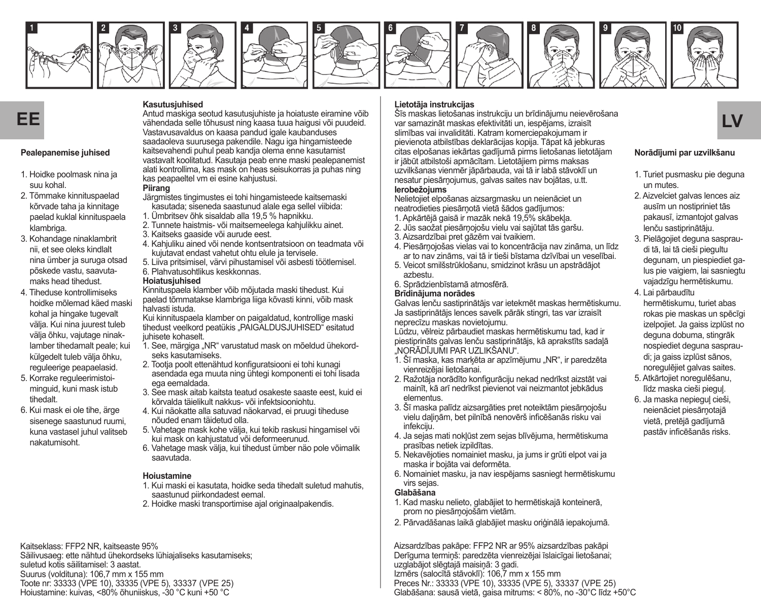1 2 3 4 5 6 7 8 9 10

## EE

### Pealepanemise juhised

1. Hoidke poolmask nina ja suu kohal.
2. Tõmmake kinnituspaelad kõrvade taha ja kinnitage paelad kuklal kinnituspaela klambriga.
3. Kohandage ninaklambrit nii, et see oleks kindlalt nina ümber ja suruga otsad põskede vastu, saavutamaks head tihedust.
4. Tiheduse kontrollimiseks hoidke mõlemad käed maski kohal ja hingake tugevalt välja. Kui nina juurest tuleb välja õhku, vajutage ninaklamber tihedamalt peale; kui külgedelt tuleb välja õhku, reguleerige peapaelasid.
5. Korrake reguleerimistoiminguid, kuni mask istub tihedalt.
6. Kui mask ei ole tihe, ärge sisenege saastunud ruumi, kuna vastasel juhul valitseb nakatumisoht.

### Kasutusjuhised

Antud maskiga seotud kasutusjuhiste ja hoiatuste eiramine võib vähendada selle tõhusust ning kaasa tuua haigusi või puudeid. Vastavusavaldus on kaasa pandud igale kaubanduses saadaoleva suurusega pakendile. Nagu iga hingamisteede kaitsevahendi puhul peab kandja olema enne kasutamist vastavalt koolitatud. Kasutaja peab enne maski pealepanemist alati kontrollima, kas mask on heas seisukorras ja puhas ning kas peapaeltel vm ei esine kahjustusi.

**Piirang**

Järgmistes tingimustes ei tohi hingamisteede kaitsemaski kasutada; siseneda saastunud alale ega sellel viibida:

1. Ümbritsev õhk sisaldab alla 19,5 % hapnikku.
2. Tunnete haistmis- või maitsemeelega kahjulikku ainet.
3. Kaitseks gaaside või aurude eest.
4. Kahjuliku ained või nende kontsentratsioon on teadmata või kujutavat endast vahetut ohtu elule ja tervisele.
5. Liiva pritsimisel, värvi pihustamisel või asbesti töötlemisel.
6. Plahvatusohtlikus keskkonnas.

**Hoiatusjuhised**

Kinnituspaela klamber võib mõjutada maski tihedust. Kui paelad tõmmatakse klambriga liiga kõvasti kinni, võib mask halvasti istuda.

Kui kinnituspaela klamber on paigaldatud, kontrollige maski tihedust veelkord peatükis „PAIGALDUSJUHISED" esitatud juhisete kohaselt.

1. See, märgiga „NR" varustatud mask on mõeldud ühekordseks kasutamiseks.
2. Tootja poolt ettenähtud konfiguratsiooni ei tohi kunagi asendada ega muuta ning ühtegi komponenti ei tohi lisada ega eemaldada.
3. See mask aitab kaitsta teatud osakeste saaste eest, kuid ei kõrvalda täielikult nakkus- või infektsiooniohtu.
4. Kui näokatte alla satuvad näokarvad, ei pruugi tiheduse nõuded enam täidetud olla.
5. Vahetage mask kohe välja, kui tekib raskusi hingamisel või kui mask on kahjustatud või deformeerunud.
6. Vahetage mask välja, kui tihedust ümber näo pole võimalik saavutada.

**Hoiustamine**

1. Kui maski ei kasutata, hoidke seda tihedalt suletud mahutis, saastunud piirkondadest eemal.
2. Hoidke maski transportimise ajal originaalpakendis.

Kaitseklass: FFP2 NR, kaitseaste 95%
Säilivusaeg: ette nähtud ühekordseks lühiajaliseks kasutamiseks; suletud kotis säilitamisel: 3 aastat.
Suurus (volditult): 106,7 mm x 155 mm
Toote nr: 33333 (VPE 10), 33335 (VPE 5), 33337 (VPE 25)
Hoiustamine: kuivas, <80% õhuniiskus, -30 °C kuni +50 °C

## LV

### Lietotāja instrukcijas

Šīs maskas lietošanas instrukciju un brīdinājumu neievērošana var samazināt maskas efektivitāti un, iespējams, izraisīt slimības vai invaliditāti. Katram komerciepakojumam ir pievienota atbilstības deklarācijas kopija. Tāpat kā jebkuras citas elpošanas iekārtas gadījumā pirms lietošanas lietotājam ir jābūt atbilstoši apmācītam. Lietotājiem pirms maksas uzvilkšanas vienmēr jāpārbauda, vai tā ir labā stāvoklī un nesatur piesārņojumus, galvas saites nav bojātas, u.tt.

**Ierobežojums**

Nelietojiet elpošanas aizsargmasku un neienāciet un neatrodieties piesārņotā vietā šādos gadījumos:

1. Apkārtējā gaisā ir mazāk nekā 19,5% skābekļa.
2. Jūs saožat piesārņojošu vielu vai sajūtat tās garšu.
3. Aizsardzībai pret gāzēm vai tvaikiem.
4. Piesārņojošas vielas vai to koncentrācija nav zināma, un līdz ar to nav zināms, vai tā ir tieši bīstama dzīvībai un veselībai.
5. Veicot smilšstrūklošanu, smidzinot krāsu un apstrādājot azbestu.
6. Sprādzienbīstamā atmosfērā.

**Brīdinājuma norādes**

Galvas lenču sastiprinātājs var ietekmēt maskas hermētiskumu. Ja sastiprinātājs lences savelk pārāk stingri, tas var izraisīt neprecīzu maskas novietojumu.

Lūdzu, vēlreiz pārbaudiet maskas hermētiskumu tad, kad ir piestiprināts galvas lenču sastiprinātājs, kā aprakstīts sadaļā „NORĀDĪJUMI PAR UZLIKŠANU".

1. Šī maska, kas marķēta ar apzīmējumu „NR", ir paredzēta vienreizējai lietošanai.
2. Ražotāja norādīto konfigurāciju nekad nedrīkst aizstāt vai mainīt, kā arī nedrīkst pievienot vai neizmantot jebkādus elementus.
3. Šī maska palīdz aizsargāties pret noteiktām piesārņojošu vielu daļiņām, bet pilnībā nenovērš inficēšanās risku vai infekciju.
4. Ja sejas mati nokļūst zem sejas blīvējuma, hermētiskuma prasības netiek izpildītas.
5. Nekavējoties nomainiet masku, ja jums ir grūti elpot vai ja maska ir bojāta vai deformēta.
6. Nomainiet masku, ja nav iespējams sasniegt hermētiskumu virs sejas.

**Glabāšana**

1. Kad masku nelieto, glabājiet to hermētiskajā konteinerā, prom no piesārņojošām vietām.
2. Pārvadāšanas laikā glabājiet masku oriģinālā iepakojumā.

Aizsardzības pakāpe: FFP2 NR ar 95% aizsardzības pakāpi
Derīguma termiņš: paredzēta vienreizējai īslaicīgai lietošanai; uzglabājot slēgtajā maisiņā: 3 gadi.
Izmērs (salocītā stāvoklī): 106,7 mm x 155 mm
Preces Nr.: 33333 (VPE 10), 33335 (VPE 5), 33337 (VPE 25)
Glabāšana: sausā vietā, gaisa mitrums: < 80%, no -30°C līdz +50°C

### Norādījumi par uzvilkšanu

1. Turiet pusmasku pie deguna un mutes.
2. Aizvelciet galvas lences aiz ausīm un nostipriniet tās pakausī, izmantojot galvas lenču sastiprinātāju.
3. Pielāgojiet deguna saspraudi tā, lai tā cieši piegultu degunam, un piespiediet galus pie vaigiem, lai sasniegtu vajadzīgu hermētiskumu.
4. Lai pārbaudītu hermētiskumu, turiet abas rokas pie maskas un spēcīgi izelpojiet. Ja gaiss izplūst no deguna dobuma, stingrāk nospiediet deguna saspraudi; ja gaiss izplūst sānos, noregulējiet galvas saites.
5. Atkārtojiet noregulēšanu, līdz maska cieši piegul.
6. Ja maska nepiegul cieši, neienāciet piesārņotajā vietā, pretējā gadījumā pastāv inficēšanās risks.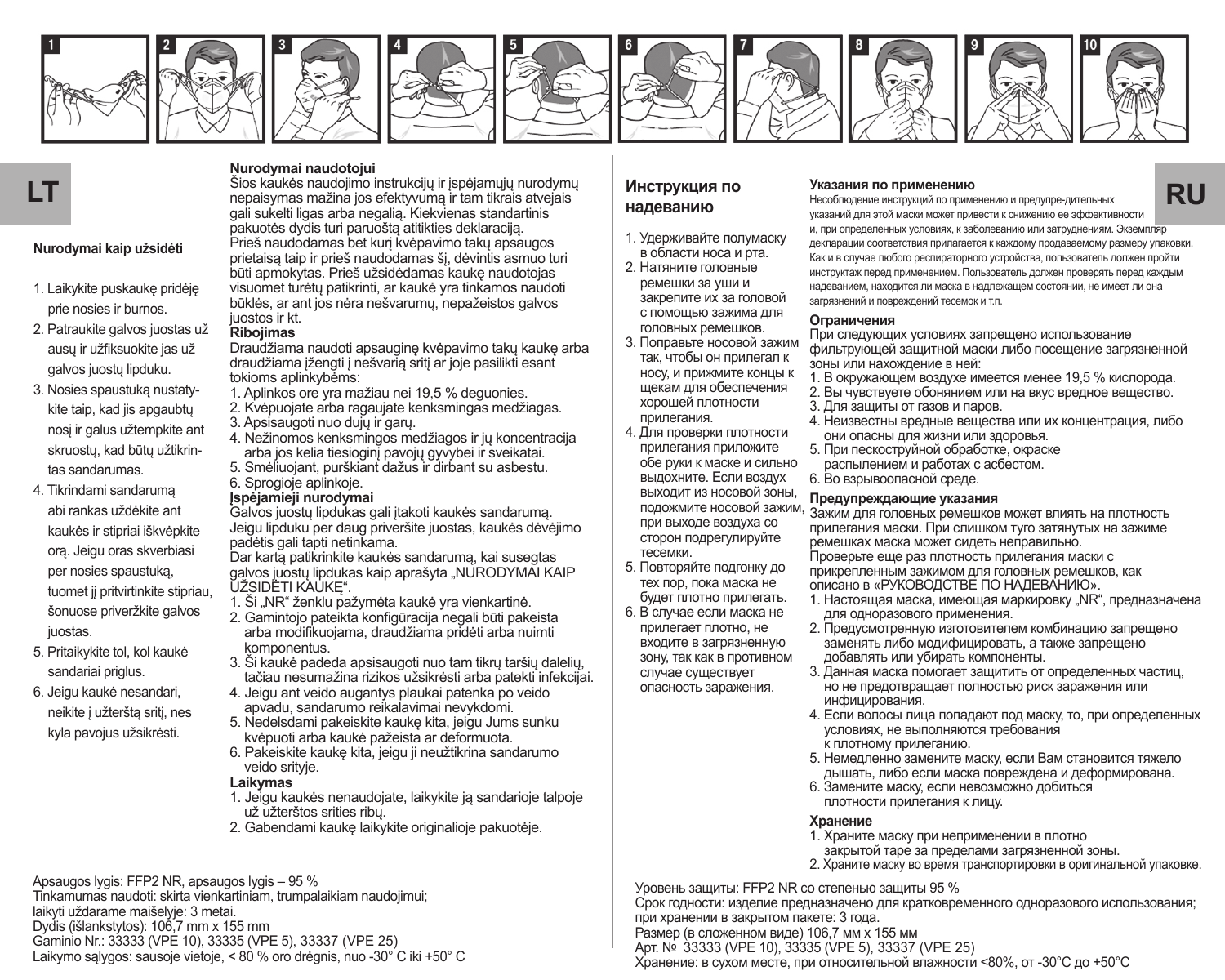1 2 3 4 5 6 7 8 9 10

# LT

### Nurodymai kaip užsidėti

1. Laikykite puskaukę pridėję prie nosies ir burnos.
2. Patraukite galvos juostas už ausų ir užfiksuokite jas už galvos juostų lipduku.
3. Nosies spaustuką nustatykite taip, kad jis apgaubtų nosį ir galus užtempkite ant skruostų, kad būtų užtikrintas sandarumas.
4. Tikrindami sandarumą abi rankas uždėkite ant kaukės ir stipriai iškvėpkite orą. Jeigu oras skverbiasi per nosies spaustuką, tuomet jį pritvirtinkite stipriau, šonuose priveržkite galvos juostas.
5. Pritaikykite tol, kol kaukė sandariai priglus.
6. Jeigu kaukė nesandari, neikite į užterštą sritį, nes kyla pavojus užsikrėsti.

### Nurodymai naudotojui

Šios kaukės naudojimo instrukcijų ir įspėjamųjų nurodymų nepaisymas mažina jos efektyvumą ir tam tikrais atvejais gali sukelti ligas arba negalią. Kiekvienas standartinis pakuotės dydis turi paruoštą atitikties deklaraciją. Prieš naudodamas bet kurį kvėpavimo takų apsaugos prietaisą taip ir prieš naudodamas šį, dėvintis asmuo turi būti apmokytas. Prieš užsidėdamas kaukę naudotojas visuomet turėtų patikrinti, ar kaukė yra tinkamos naudoti būklės, ar ant jos nėra nešvarumų, nepažeistos galvos juostos ir kt.

**Ribojimas**

Draudžiama naudoti apsauginę kvėpavimo takų kaukę arba draudžiama įžengti į nešvarią sritį ar joje pasilikti esant tokioms aplinkybėms:
1. Aplinkos ore yra mažiau nei 19,5 % deguonies.
2. Kvėpuojate arba ragaujate kenksmingas medžiagas.
3. Apsisaugoti nuo dujų ir garų.
4. Nežinomos kenksmingos medžiagos ir jų koncentracija arba jos kelia tiesioginį pavojų gyvybei ir sveikatai.
5. Smėliuojant, purškiant dažus ir dirbant su asbestu.
6. Sprogioje aplinkoje.

**Įspėjamieji nurodymai**

Galvos juostų lipdukas gali įtakoti kaukės sandarumą. Jeigu lipduko per daug priveršite juostas, kaukės dėvėjimo padėtis gali tapti netinkama.
Dar kartą patikrinkite kaukės sandarumą, kai susegtas galvos juostų lipdukas kaip aprašyta „NURODYMAI KAIP UŽSIDĖTI KAUKĘ".
1. Ši „NR" ženklu pažymėta kaukė yra vienkartinė.
2. Gamintojo pateikta konfigūracija negali būti pakeista arba modifikuojama, draudžiama pridėti arba nuimti komponentus.
3. Ši kaukė padeda apsisaugoti nuo tam tikrų taršių dalelių, tačiau nesumažina rizikos užsikrėsti arba patekti infekcijai.
4. Jeigu ant veido augantys plaukai patenka po veido apvadu, sandarumo reikalavimai nevykdomi.
5. Nedelsdami pakeiskite kaukę kita, jeigu Jums sunku kvėpuoti arba kaukė pažeista ar deformuota.
6. Pakeiskite kaukę kita, jeigu ji neužtikrina sandarumo veido srityje.

**Laikymas**

1. Jeigu kaukės nenaudojate, laikykite ją sandarioje talpoje už užterštos srities ribų.
2. Gabendami kaukę laikykite originalioje pakuotėje.

Apsaugos lygis: FFP2 NR, apsaugos lygis – 95 %
Tinkamumas naudoti: skirta vienkartiniam, trumpalaikiam naudojimui;
laikyti uždarame maišelyje: 3 metai.
Dydis (išlankstytos): 106,7 mm x 155 mm
Gaminio Nr.: 33333 (VPE 10), 33335 (VPE 5), 33337 (VPE 25)
Laikymo sąlygos: sausoje vietoje, < 80 % oro drėgnis, nuo -30° C iki +50° C

# RU

### Инструкция по надеванию

1. Удерживайте полумаску в области носа и рта.
2. Натяните головные ремешки за уши и закрепите их за головой с помощью зажима для головных ремешков.
3. Поправьте носовой зажим так, чтобы он прилегал к носу, и прижмите концы к щекам для обеспечения хорошей плотности прилегания.
4. Для проверки плотности прилегания приложите обе руки к маске и сильно выдохните. Если воздух выходит из носовой зоны, подожмите носовой зажим, при выходе воздуха со сторон подрегулируйте тесемки.
5. Повторяйте подгонку до тех пор, пока маска не будет плотно прилегать.
6. В случае если маска не прилегает плотно, не входите в загрязненную зону, так как в противном случае существует опасность заражения.

### Указания по применению

Несоблюдение инструкций по применению и предупре-дительных указаний для этой маски может привести к снижению ее эффективности и, при определенных условиях, к заболеванию или затруднениям. Экземпляр декларации соответствия прилагается к каждому продаваемому размеру упаковки. Как и в случае любого респираторного устройства, пользователь должен пройти инструктаж перед применением. Пользователь должен проверять перед каждым надеванием, находится ли маска в надлежащем состоянии, не имеет ли она загрязнений и повреждений тесемок и т.п.

**Ограничения**

При следующих условиях запрещено использование фильтрующей защитной маски либо посещение загрязненной зоны или нахождение в ней:
1. В окружающем воздухе имеется менее 19,5 % кислорода.
2. Вы чувствуете обонянием или на вкус вредное вещество.
3. Для защиты от газов и паров.
4. Неизвестны вредные вещества или их концентрация, либо они опасны для жизни или здоровья.
5. При пескоструйной обработке, окраске распылением и работах с асбестом.
6. Во взрывоопасной среде.

**Предупреждающие указания**

Зажим для головных ремешков может влиять на плотность прилегания маски. При слишком туго затянутых на зажиме ремешках маска может сидеть неправильно.
Проверьте еще раз плотность прилегания маски с прикрепленным зажимом для головных ремешков, как описано в «РУКОВОДСТВЕ ПО НАДЕВАНИЮ».
1. Настоящая маска, имеющая маркировку „NR", предназначена для одноразового применения.
2. Предусмотренную изготовителем комбинацию запрещено заменять либо модифицировать, а также запрещено добавлять или убирать компоненты.
3. Данная маска помогает защитить от определенных частиц, но не предотвращает полностью риск заражения или инфицирования.
4. Если волосы лица попадают под маску, то, при определенных условиях, не выполняются требования к плотному прилеганию.
5. Немедленно замените маску, если Вам становится тяжело дышать, либо если маска повреждена и деформирована.
6. Замените маску, если невозможно добиться плотности прилегания к лицу.

**Хранение**

1. Храните маску при неприменении в плотно закрытой таре за пределами загрязненной зоны.
2. Храните маску во время транспортировки в оригинальной упаковке.

Уровень защиты: FFP2 NR со степенью защиты 95 %
Срок годности: изделие предназначено для кратковременного одноразового использования; при хранении в закрытом пакете: 3 года.
Размер (в сложенном виде) 106,7 мм x 155 мм
Арт. № 33333 (VPE 10), 33335 (VPE 5), 33337 (VPE 25)
Хранение: в сухом месте, при относительной влажности <80%, от -30°C до +50°C